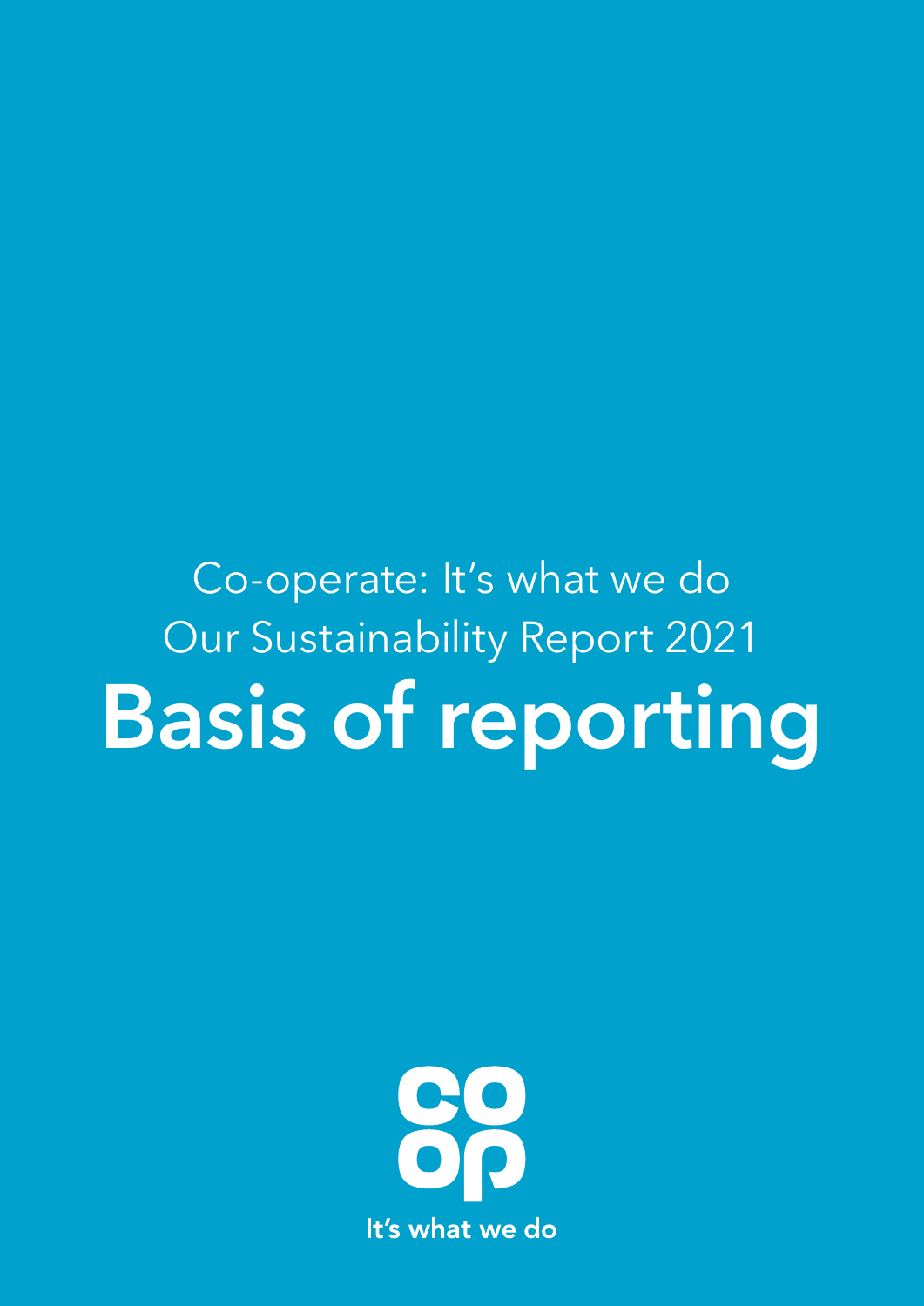Co-operate: It's what we do

Our Sustainability Report 2021

# Basis of reporting

It's what we do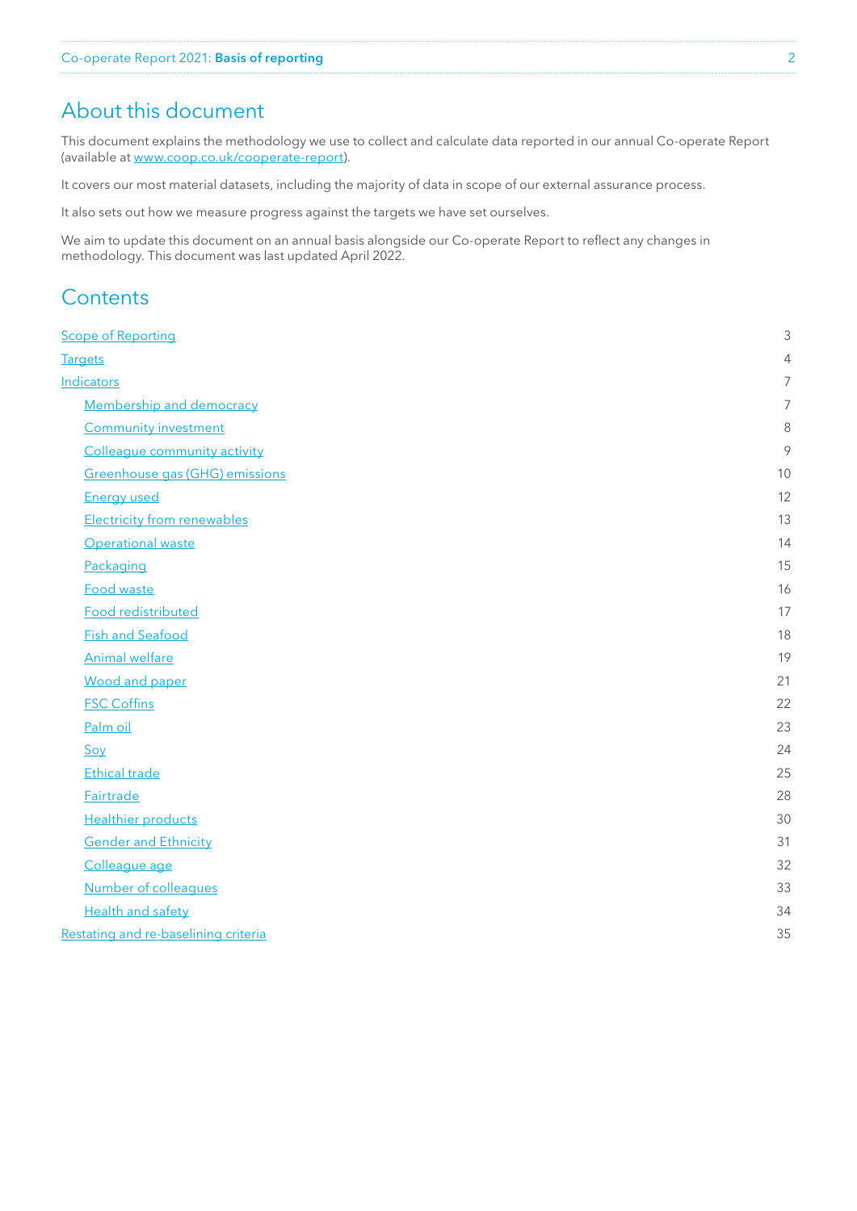## About this document

This document explains the methodology we use to collect and calculate data reported in our annual Co-operate Report (available at www.coop.co.uk/cooperate-report).

It covers our most material datasets, including the majority of data in scope of our external assurance process.

It also sets out how we measure progress against the targets we have set ourselves.

We aim to update this document on an annual basis alongside our Co-operate Report to reflect any changes in methodology. This document was last updated April 2022.

## Contents

- Scope of Reporting — 3
- Targets — 4
- Indicators — 7
  - Membership and democracy — 7
  - Community investment — 8
  - Colleague community activity — 9
  - Greenhouse gas (GHG) emissions — 10
  - Energy used — 12
  - Electricity from renewables — 13
  - Operational waste — 14
  - Packaging — 15
  - Food waste — 16
  - Food redistributed — 17
  - Fish and Seafood — 18
  - Animal welfare — 19
  - Wood and paper — 21
  - FSC Coffins — 22
  - Palm oil — 23
  - Soy — 24
  - Ethical trade — 25
  - Fairtrade — 28
  - Healthier products — 30
  - Gender and Ethnicity — 31
  - Colleague age — 32
  - Number of colleagues — 33
  - Health and safety — 34
- Restating and re-baselining criteria — 35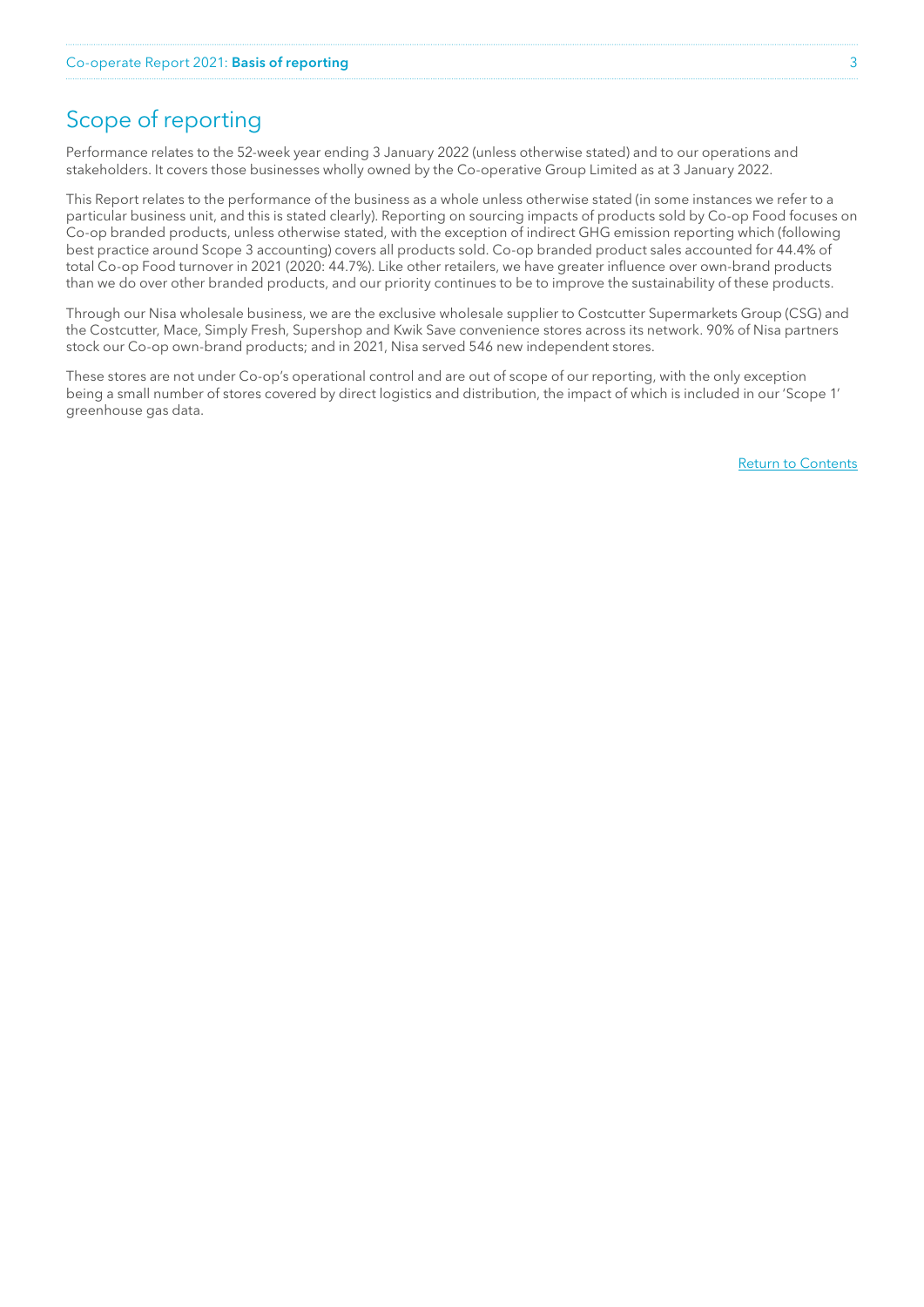# Scope of reporting

Performance relates to the 52-week year ending 3 January 2022 (unless otherwise stated) and to our operations and stakeholders. It covers those businesses wholly owned by the Co-operative Group Limited as at 3 January 2022.

This Report relates to the performance of the business as a whole unless otherwise stated (in some instances we refer to a particular business unit, and this is stated clearly). Reporting on sourcing impacts of products sold by Co-op Food focuses on Co-op branded products, unless otherwise stated, with the exception of indirect GHG emission reporting which (following best practice around Scope 3 accounting) covers all products sold. Co-op branded product sales accounted for 44.4% of total Co-op Food turnover in 2021 (2020: 44.7%). Like other retailers, we have greater influence over own-brand products than we do over other branded products, and our priority continues to be to improve the sustainability of these products.

Through our Nisa wholesale business, we are the exclusive wholesale supplier to Costcutter Supermarkets Group (CSG) and the Costcutter, Mace, Simply Fresh, Supershop and Kwik Save convenience stores across its network. 90% of Nisa partners stock our Co-op own-brand products; and in 2021, Nisa served 546 new independent stores.

These stores are not under Co-op's operational control and are out of scope of our reporting, with the only exception being a small number of stores covered by direct logistics and distribution, the impact of which is included in our 'Scope 1' greenhouse gas data.

Return to Contents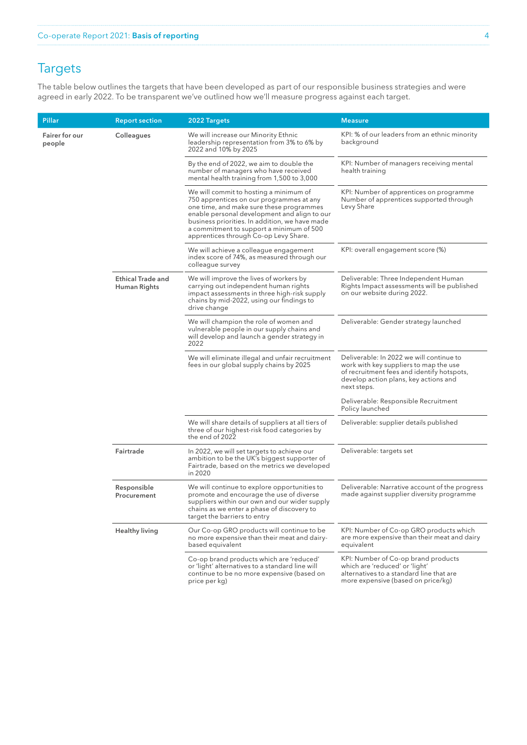## Targets

The table below outlines the targets that have been developed as part of our responsible business strategies and were agreed in early 2022. To be transparent we've outlined how we'll measure progress against each target.

| Pillar | Report section | 2022 Targets | Measure |
|---|---|---|---|
| Fairer for our people | Colleagues | We will increase our Minority Ethnic leadership representation from 3% to 6% by 2022 and 10% by 2025 | KPI: % of our leaders from an ethnic minority background |
| | | By the end of 2022, we aim to double the number of managers who have received mental health training from 1,500 to 3,000 | KPI: Number of managers receiving mental health training |
| | | We will commit to hosting a minimum of 750 apprentices on our programmes at any one time, and make sure these programmes enable personal development and align to our business priorities. In addition, we have made a commitment to support a minimum of 500 apprentices through Co-op Levy Share. | KPI: Number of apprentices on programme<br>Number of apprentices supported through Levy Share |
| | | We will achieve a colleague engagement index score of 74%, as measured through our colleague survey | KPI: overall engagement score (%) |
| | Ethical Trade and Human Rights | We will improve the lives of workers by carrying out independent human rights impact assessments in three high-risk supply chains by mid-2022, using our findings to drive change | Deliverable: Three Independent Human Rights Impact assessments will be published on our website during 2022. |
| | | We will champion the role of women and vulnerable people in our supply chains and will develop and launch a gender strategy in 2022 | Deliverable: Gender strategy launched |
| | | We will eliminate illegal and unfair recruitment fees in our global supply chains by 2025 | Deliverable: In 2022 we will continue to work with key suppliers to map the use of recruitment fees and identify hotspots, develop action plans, key actions and next steps.<br><br>Deliverable: Responsible Recruitment Policy launched |
| | | We will share details of suppliers at all tiers of three of our highest-risk food categories by the end of 2022 | Deliverable: supplier details published |
| | Fairtrade | In 2022, we will set targets to achieve our ambition to be the UK's biggest supporter of Fairtrade, based on the metrics we developed in 2020 | Deliverable: targets set |
| | Responsible Procurement | We will continue to explore opportunities to promote and encourage the use of diverse suppliers within our own and our wider supply chains as we enter a phase of discovery to target the barriers to entry | Deliverable: Narrative account of the progress made against supplier diversity programme |
| | Healthy living | Our Co-op GRO products will continue to be no more expensive than their meat and dairy-based equivalent | KPI: Number of Co-op GRO products which are more expensive than their meat and dairy equivalent |
| | | Co-op brand products which are 'reduced' or 'light' alternatives to a standard line will continue to be no more expensive (based on price per kg) | KPI: Number of Co-op brand products which are 'reduced' or 'light' alternatives to a standard line that are more expensive (based on price/kg) |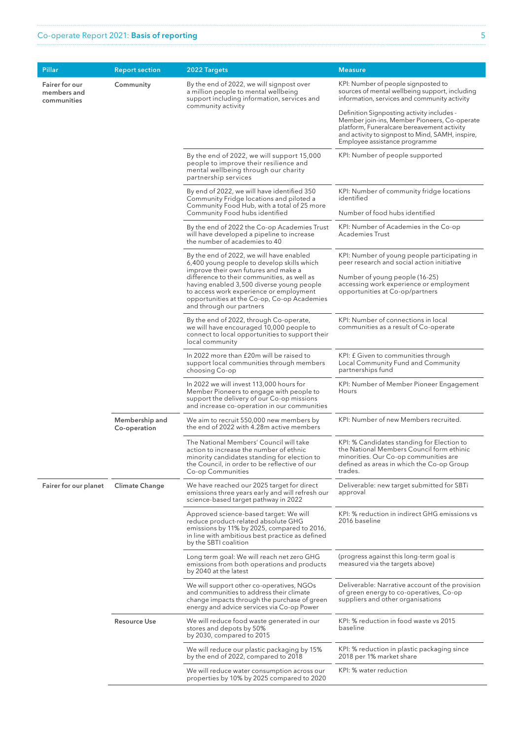| Pillar | Report section | 2022 Targets | Measure |
|---|---|---|---|
| Fairer for our members and communities | Community | By the end of 2022, we will signpost over a million people to mental wellbeing support including information, services and community activity | KPI: Number of people signposted to sources of mental wellbeing support, including information, services and community activity<br><br>Definition Signposting activity includes - Member join-ins, Member Pioneers, Co-operate platform, Funeralcare bereavement activity and activity to signpost to Mind, SAMH, inspire, Employee assistance programme |
| | | By the end of 2022, we will support 15,000 people to improve their resilience and mental wellbeing through our charity partnership services | KPI: Number of people supported |
| | | By end of 2022, we will have identified 350 Community Fridge locations and piloted a Community Food Hub, with a total of 25 more Community Food hubs identified | KPI: Number of community fridge locations identified<br><br>Number of food hubs identified |
| | | By the end of 2022 the Co-op Academies Trust will have developed a pipeline to increase the number of academies to 40 | KPI: Number of Academies in the Co-op Academies Trust |
| | | By the end of 2022, we will have enabled 6,400 young people to develop skills which improve their own futures and make a difference to their communities, as well as having enabled 3,500 diverse young people to access work experience or employment opportunities at the Co-op, Co-op Academies and through our partners | KPI: Number of young people participating in peer research and social action initiative<br><br>Number of young people (16-25) accessing work experience or employment opportunities at Co-op/partners |
| | | By the end of 2022, through Co-operate, we will have encouraged 10,000 people to connect to local opportunities to support their local community | KPI: Number of connections in local communities as a result of Co-operate |
| | | In 2022 more than £20m will be raised to support local communities through members choosing Co-op | KPI: £ Given to communities through Local Community Fund and Community partnerships fund |
| | | In 2022 we will invest 113,000 hours for Member Pioneers to engage with people to support the delivery of our Co-op missions and increase co-operation in our communities | KPI: Number of Member Pioneer Engagement Hours |
| | Membership and Co-operation | We aim to recruit 550,000 new members by the end of 2022 with 4.28m active members | KPI: Number of new Members recruited. |
| | | The National Members' Council will take action to increase the number of ethnic minority candidates standing for election to the Council, in order to be reflective of our Co-op Communities | KPI: % Candidates standing for Election to the National Members Council form ethinic minorities. Our Co-op communities are defined as areas in which the Co-op Group trades. |
| Fairer for our planet | Climate Change | We have reached our 2025 target for direct emissions three years early and will refresh our science-based target pathway in 2022 | Deliverable: new target submitted for SBTi approval |
| | | Approved science-based target: We will reduce product-related absolute GHG emissions by 11% by 2025, compared to 2016, in line with ambitious best practice as defined by the SBTI coalition | KPI: % reduction in indirect GHG emissions vs 2016 baseline |
| | | Long term goal: We will reach net zero GHG emissions from both operations and products by 2040 at the latest | (progress against this long-term goal is measured via the targets above) |
| | | We will support other co-operatives, NGOs and communities to address their climate change impacts through the purchase of green energy and advice services via Co-op Power | Deliverable: Narrative account of the provision of green energy to co-operatives, Co-op suppliers and other organisations |
| | Resource Use | We will reduce food waste generated in our stores and depots by 50% by 2030, compared to 2015 | KPI: % reduction in food waste vs 2015 baseline |
| | | We will reduce our plastic packaging by 15% by the end of 2022, compared to 2018 | KPI: % reduction in plastic packaging since 2018 per 1% market share |
| | | We will reduce water consumption across our properties by 10% by 2025 compared to 2020 | KPI: % water reduction |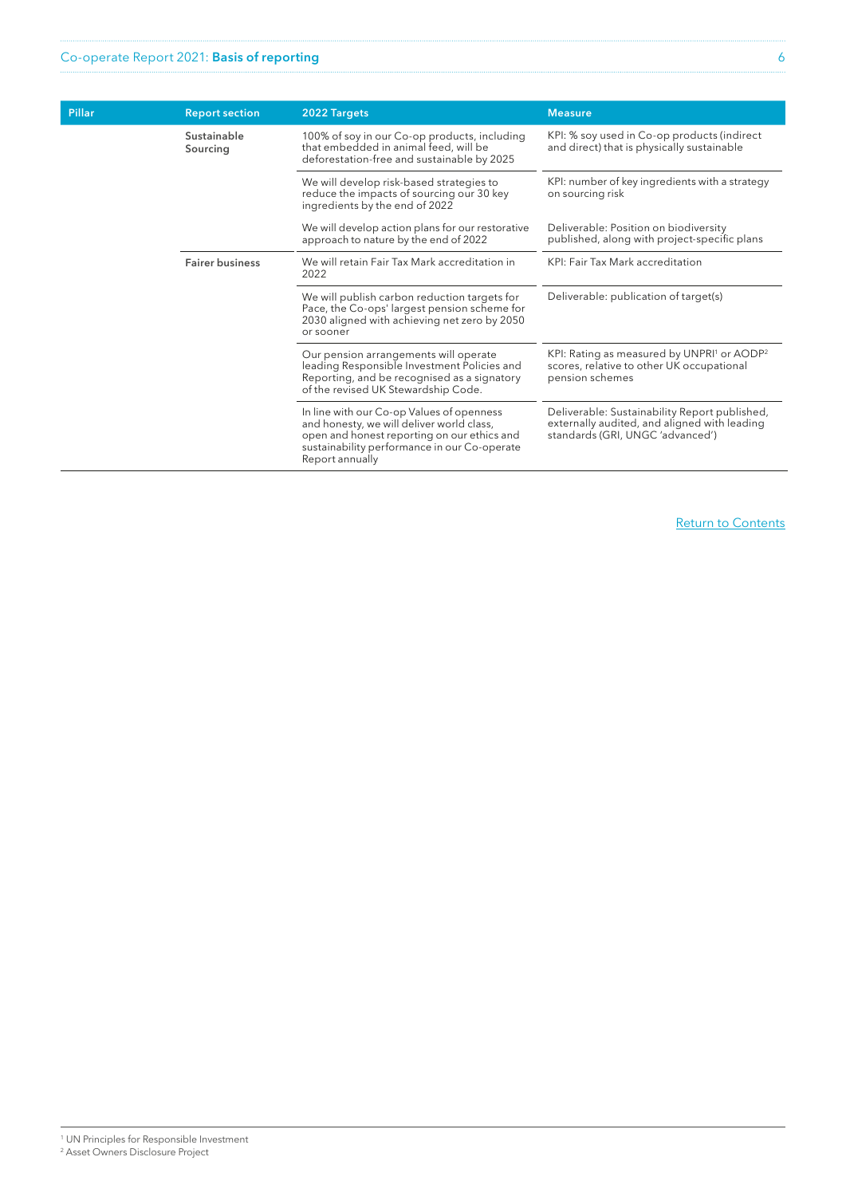| Pillar | Report section | 2022 Targets | Measure |
| --- | --- | --- | --- |
| | Sustainable Sourcing | 100% of soy in our Co-op products, including that embedded in animal feed, will be deforestation-free and sustainable by 2025 | KPI: % soy used in Co-op products (indirect and direct) that is physically sustainable |
| | | We will develop risk-based strategies to reduce the impacts of sourcing our 30 key ingredients by the end of 2022 | KPI: number of key ingredients with a strategy on sourcing risk |
| | | We will develop action plans for our restorative approach to nature by the end of 2022 | Deliverable: Position on biodiversity published, along with project-specific plans |
| | Fairer business | We will retain Fair Tax Mark accreditation in 2022 | KPI: Fair Tax Mark accreditation |
| | | We will publish carbon reduction targets for Pace, the Co-ops' largest pension scheme for 2030 aligned with achieving net zero by 2050 or sooner | Deliverable: publication of target(s) |
| | | Our pension arrangements will operate leading Responsible Investment Policies and Reporting, and be recognised as a signatory of the revised UK Stewardship Code. | KPI: Rating as measured by UNPRI[1] or AODP[2] scores, relative to other UK occupational pension schemes |
| | | In line with our Co-op Values of openness and honesty, we will deliver world class, open and honest reporting on our ethics and sustainability performance in our Co-operate Report annually | Deliverable: Sustainability Report published, externally audited, and aligned with leading standards (GRI, UNGC 'advanced') |

Return to Contents

[1] UN Principles for Responsible Investment
[2] Asset Owners Disclosure Project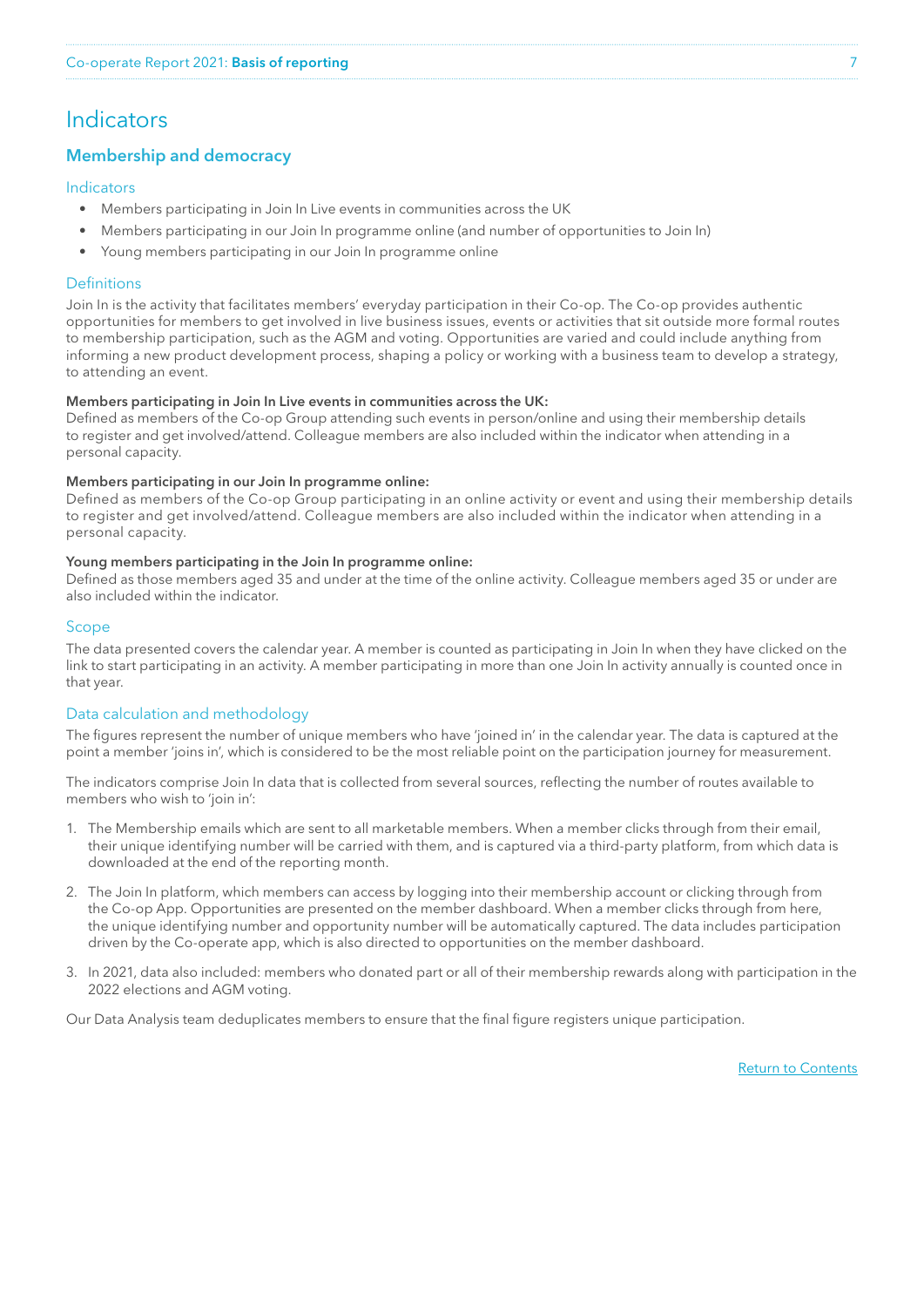# Indicators

## Membership and democracy

### Indicators

- Members participating in Join In Live events in communities across the UK
- Members participating in our Join In programme online (and number of opportunities to Join In)
- Young members participating in our Join In programme online

### Definitions

Join In is the activity that facilitates members' everyday participation in their Co-op. The Co-op provides authentic opportunities for members to get involved in live business issues, events or activities that sit outside more formal routes to membership participation, such as the AGM and voting. Opportunities are varied and could include anything from informing a new product development process, shaping a policy or working with a business team to develop a strategy, to attending an event.

**Members participating in Join In Live events in communities across the UK:**
Defined as members of the Co-op Group attending such events in person/online and using their membership details to register and get involved/attend. Colleague members are also included within the indicator when attending in a personal capacity.

**Members participating in our Join In programme online:**
Defined as members of the Co-op Group participating in an online activity or event and using their membership details to register and get involved/attend. Colleague members are also included within the indicator when attending in a personal capacity.

**Young members participating in the Join In programme online:**
Defined as those members aged 35 and under at the time of the online activity. Colleague members aged 35 or under are also included within the indicator.

### Scope

The data presented covers the calendar year. A member is counted as participating in Join In when they have clicked on the link to start participating in an activity. A member participating in more than one Join In activity annually is counted once in that year.

### Data calculation and methodology

The figures represent the number of unique members who have 'joined in' in the calendar year. The data is captured at the point a member 'joins in', which is considered to be the most reliable point on the participation journey for measurement.

The indicators comprise Join In data that is collected from several sources, reflecting the number of routes available to members who wish to 'join in':

1. The Membership emails which are sent to all marketable members. When a member clicks through from their email, their unique identifying number will be carried with them, and is captured via a third-party platform, from which data is downloaded at the end of the reporting month.
2. The Join In platform, which members can access by logging into their membership account or clicking through from the Co-op App. Opportunities are presented on the member dashboard. When a member clicks through from here, the unique identifying number and opportunity number will be automatically captured. The data includes participation driven by the Co-operate app, which is also directed to opportunities on the member dashboard.
3. In 2021, data also included: members who donated part or all of their membership rewards along with participation in the 2022 elections and AGM voting.

Our Data Analysis team deduplicates members to ensure that the final figure registers unique participation.

Return to Contents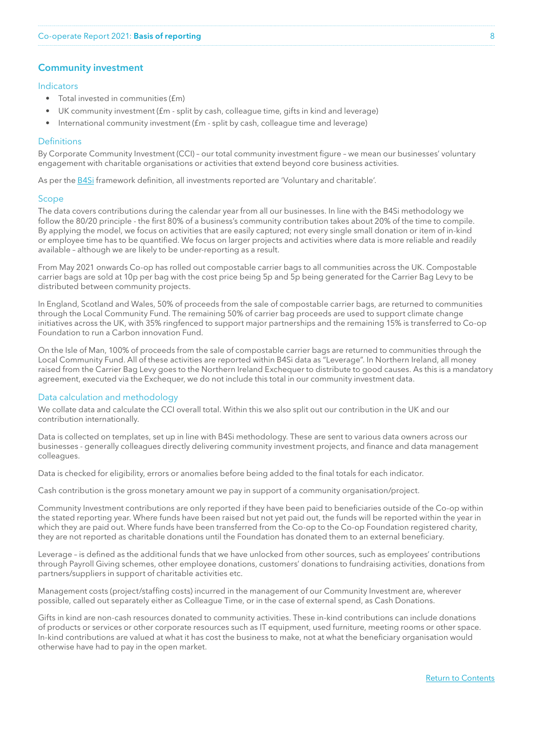## Community investment

### Indicators

- Total invested in communities (£m)
- UK community investment (£m - split by cash, colleague time, gifts in kind and leverage)
- International community investment (£m - split by cash, colleague time and leverage)

### Definitions

By Corporate Community Investment (CCI) – our total community investment figure – we mean our businesses' voluntary engagement with charitable organisations or activities that extend beyond core business activities.

As per the B4Si framework definition, all investments reported are 'Voluntary and charitable'.

### Scope

The data covers contributions during the calendar year from all our businesses. In line with the B4Si methodology we follow the 80/20 principle - the first 80% of a business's community contribution takes about 20% of the time to compile. By applying the model, we focus on activities that are easily captured; not every single small donation or item of in-kind or employee time has to be quantified. We focus on larger projects and activities where data is more reliable and readily available – although we are likely to be under-reporting as a result.

From May 2021 onwards Co-op has rolled out compostable carrier bags to all communities across the UK. Compostable carrier bags are sold at 10p per bag with the cost price being 5p and 5p being generated for the Carrier Bag Levy to be distributed between community projects.

In England, Scotland and Wales, 50% of proceeds from the sale of compostable carrier bags, are returned to communities through the Local Community Fund. The remaining 50% of carrier bag proceeds are used to support climate change initiatives across the UK, with 35% ringfenced to support major partnerships and the remaining 15% is transferred to Co-op Foundation to run a Carbon innovation Fund.

On the Isle of Man, 100% of proceeds from the sale of compostable carrier bags are returned to communities through the Local Community Fund. All of these activities are reported within B4Si data as "Leverage". In Northern Ireland, all money raised from the Carrier Bag Levy goes to the Northern Ireland Exchequer to distribute to good causes. As this is a mandatory agreement, executed via the Exchequer, we do not include this total in our community investment data.

### Data calculation and methodology

We collate data and calculate the CCI overall total. Within this we also split out our contribution in the UK and our contribution internationally.

Data is collected on templates, set up in line with B4Si methodology. These are sent to various data owners across our businesses - generally colleagues directly delivering community investment projects, and finance and data management colleagues.

Data is checked for eligibility, errors or anomalies before being added to the final totals for each indicator.

Cash contribution is the gross monetary amount we pay in support of a community organisation/project.

Community Investment contributions are only reported if they have been paid to beneficiaries outside of the Co-op within the stated reporting year. Where funds have been raised but not yet paid out, the funds will be reported within the year in which they are paid out. Where funds have been transferred from the Co-op to the Co-op Foundation registered charity, they are not reported as charitable donations until the Foundation has donated them to an external beneficiary.

Leverage – is defined as the additional funds that we have unlocked from other sources, such as employees' contributions through Payroll Giving schemes, other employee donations, customers' donations to fundraising activities, donations from partners/suppliers in support of charitable activities etc.

Management costs (project/staffing costs) incurred in the management of our Community Investment are, wherever possible, called out separately either as Colleague Time, or in the case of external spend, as Cash Donations.

Gifts in kind are non-cash resources donated to community activities. These in-kind contributions can include donations of products or services or other corporate resources such as IT equipment, used furniture, meeting rooms or other space. In-kind contributions are valued at what it has cost the business to make, not at what the beneficiary organisation would otherwise have had to pay in the open market.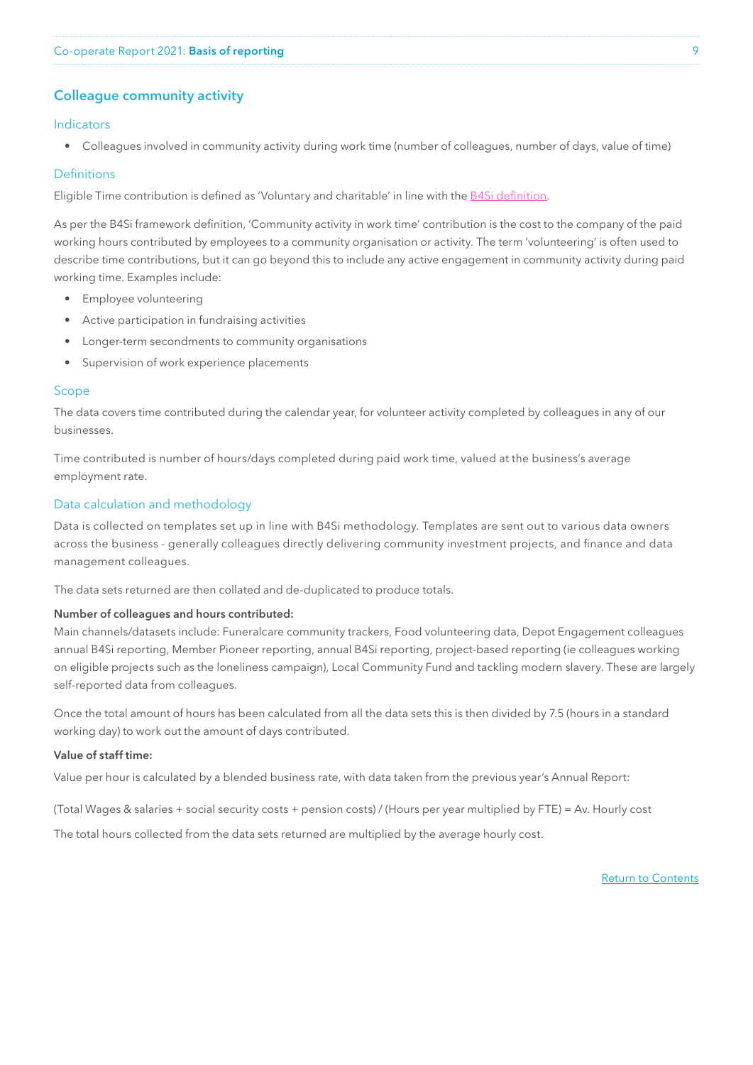## Colleague community activity

### Indicators

- Colleagues involved in community activity during work time (number of colleagues, number of days, value of time)

### Definitions

Eligible Time contribution is defined as 'Voluntary and charitable' in line with the B4Si definition.

As per the B4Si framework definition, 'Community activity in work time' contribution is the cost to the company of the paid working hours contributed by employees to a community organisation or activity. The term 'volunteering' is often used to describe time contributions, but it can go beyond this to include any active engagement in community activity during paid working time. Examples include:

- Employee volunteering
- Active participation in fundraising activities
- Longer-term secondments to community organisations
- Supervision of work experience placements

### Scope

The data covers time contributed during the calendar year, for volunteer activity completed by colleagues in any of our businesses.

Time contributed is number of hours/days completed during paid work time, valued at the business's average employment rate.

### Data calculation and methodology

Data is collected on templates set up in line with B4Si methodology. Templates are sent out to various data owners across the business - generally colleagues directly delivering community investment projects, and finance and data management colleagues.

The data sets returned are then collated and de-duplicated to produce totals.

**Number of colleagues and hours contributed:**

Main channels/datasets include: Funeralcare community trackers, Food volunteering data, Depot Engagement colleagues annual B4Si reporting, Member Pioneer reporting, annual B4Si reporting, project-based reporting (ie colleagues working on eligible projects such as the loneliness campaign), Local Community Fund and tackling modern slavery. These are largely self-reported data from colleagues.

Once the total amount of hours has been calculated from all the data sets this is then divided by 7.5 (hours in a standard working day) to work out the amount of days contributed.

**Value of staff time:**

Value per hour is calculated by a blended business rate, with data taken from the previous year's Annual Report:

(Total Wages & salaries + social security costs + pension costs) / (Hours per year multiplied by FTE) = Av. Hourly cost

The total hours collected from the data sets returned are multiplied by the average hourly cost.

Return to Contents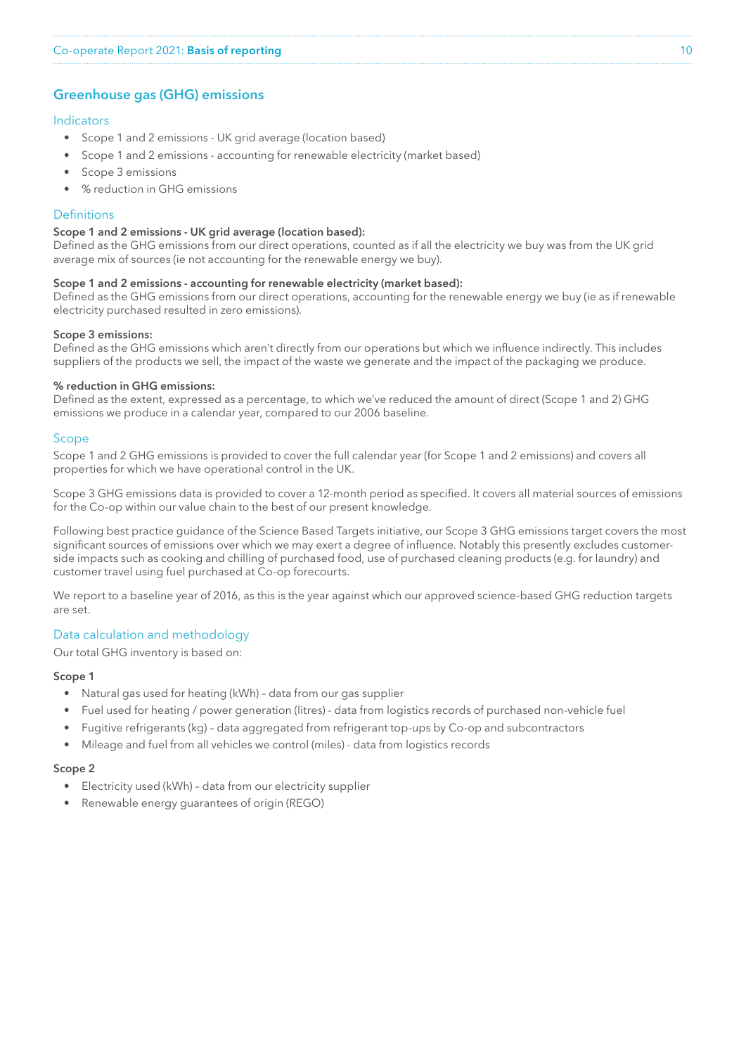## Greenhouse gas (GHG) emissions

### Indicators

- Scope 1 and 2 emissions - UK grid average (location based)
- Scope 1 and 2 emissions - accounting for renewable electricity (market based)
- Scope 3 emissions
- % reduction in GHG emissions

### Definitions

**Scope 1 and 2 emissions - UK grid average (location based):**
Defined as the GHG emissions from our direct operations, counted as if all the electricity we buy was from the UK grid average mix of sources (ie not accounting for the renewable energy we buy).

**Scope 1 and 2 emissions - accounting for renewable electricity (market based):**
Defined as the GHG emissions from our direct operations, accounting for the renewable energy we buy (ie as if renewable electricity purchased resulted in zero emissions).

**Scope 3 emissions:**
Defined as the GHG emissions which aren't directly from our operations but which we influence indirectly. This includes suppliers of the products we sell, the impact of the waste we generate and the impact of the packaging we produce.

**% reduction in GHG emissions:**
Defined as the extent, expressed as a percentage, to which we've reduced the amount of direct (Scope 1 and 2) GHG emissions we produce in a calendar year, compared to our 2006 baseline.

### Scope

Scope 1 and 2 GHG emissions is provided to cover the full calendar year (for Scope 1 and 2 emissions) and covers all properties for which we have operational control in the UK.

Scope 3 GHG emissions data is provided to cover a 12-month period as specified. It covers all material sources of emissions for the Co-op within our value chain to the best of our present knowledge.

Following best practice guidance of the Science Based Targets initiative, our Scope 3 GHG emissions target covers the most significant sources of emissions over which we may exert a degree of influence. Notably this presently excludes customer-side impacts such as cooking and chilling of purchased food, use of purchased cleaning products (e.g. for laundry) and customer travel using fuel purchased at Co-op forecourts.

We report to a baseline year of 2016, as this is the year against which our approved science-based GHG reduction targets are set.

### Data calculation and methodology

Our total GHG inventory is based on:

**Scope 1**

- Natural gas used for heating (kWh) – data from our gas supplier
- Fuel used for heating / power generation (litres) - data from logistics records of purchased non-vehicle fuel
- Fugitive refrigerants (kg) – data aggregated from refrigerant top-ups by Co-op and subcontractors
- Mileage and fuel from all vehicles we control (miles) - data from logistics records

**Scope 2**

- Electricity used (kWh) – data from our electricity supplier
- Renewable energy guarantees of origin (REGO)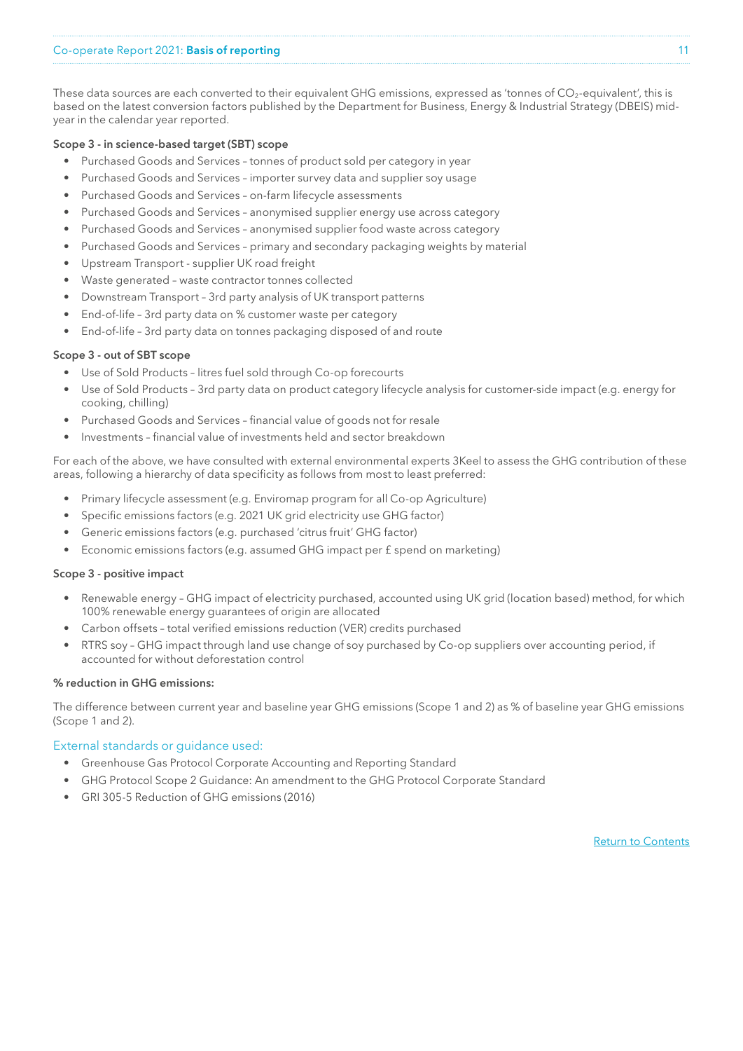These data sources are each converted to their equivalent GHG emissions, expressed as 'tonnes of $CO_2$-equivalent', this is based on the latest conversion factors published by the Department for Business, Energy & Industrial Strategy (DBEIS) mid-year in the calendar year reported.

**Scope 3 - in science-based target (SBT) scope**

- Purchased Goods and Services – tonnes of product sold per category in year
- Purchased Goods and Services – importer survey data and supplier soy usage
- Purchased Goods and Services – on-farm lifecycle assessments
- Purchased Goods and Services – anonymised supplier energy use across category
- Purchased Goods and Services – anonymised supplier food waste across category
- Purchased Goods and Services – primary and secondary packaging weights by material
- Upstream Transport - supplier UK road freight
- Waste generated – waste contractor tonnes collected
- Downstream Transport – 3rd party analysis of UK transport patterns
- End-of-life – 3rd party data on % customer waste per category
- End-of-life – 3rd party data on tonnes packaging disposed of and route

**Scope 3 - out of SBT scope**

- Use of Sold Products – litres fuel sold through Co-op forecourts
- Use of Sold Products – 3rd party data on product category lifecycle analysis for customer-side impact (e.g. energy for cooking, chilling)
- Purchased Goods and Services – financial value of goods not for resale
- Investments – financial value of investments held and sector breakdown

For each of the above, we have consulted with external environmental experts 3Keel to assess the GHG contribution of these areas, following a hierarchy of data specificity as follows from most to least preferred:

- Primary lifecycle assessment (e.g. Enviromap program for all Co-op Agriculture)
- Specific emissions factors (e.g. 2021 UK grid electricity use GHG factor)
- Generic emissions factors (e.g. purchased 'citrus fruit' GHG factor)
- Economic emissions factors (e.g. assumed GHG impact per £ spend on marketing)

**Scope 3 - positive impact**

- Renewable energy – GHG impact of electricity purchased, accounted using UK grid (location based) method, for which 100% renewable energy guarantees of origin are allocated
- Carbon offsets – total verified emissions reduction (VER) credits purchased
- RTRS soy – GHG impact through land use change of soy purchased by Co-op suppliers over accounting period, if accounted for without deforestation control

**% reduction in GHG emissions:**

The difference between current year and baseline year GHG emissions (Scope 1 and 2) as % of baseline year GHG emissions (Scope 1 and 2).

## External standards or guidance used:

- Greenhouse Gas Protocol Corporate Accounting and Reporting Standard
- GHG Protocol Scope 2 Guidance: An amendment to the GHG Protocol Corporate Standard
- GRI 305-5 Reduction of GHG emissions (2016)

Return to Contents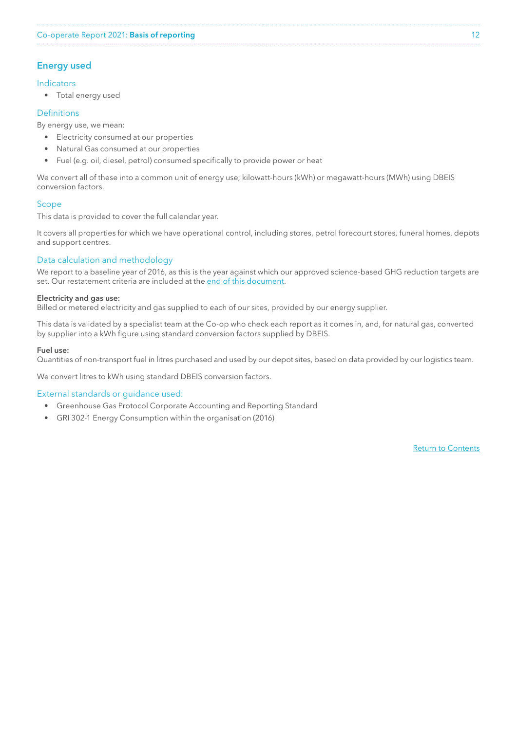## Energy used

### Indicators

- Total energy used

### Definitions

By energy use, we mean:

- Electricity consumed at our properties
- Natural Gas consumed at our properties
- Fuel (e.g. oil, diesel, petrol) consumed specifically to provide power or heat

We convert all of these into a common unit of energy use; kilowatt-hours (kWh) or megawatt-hours (MWh) using DBEIS conversion factors.

### Scope

This data is provided to cover the full calendar year.

It covers all properties for which we have operational control, including stores, petrol forecourt stores, funeral homes, depots and support centres.

### Data calculation and methodology

We report to a baseline year of 2016, as this is the year against which our approved science-based GHG reduction targets are set. Our restatement criteria are included at the end of this document.

**Electricity and gas use:**
Billed or metered electricity and gas supplied to each of our sites, provided by our energy supplier.

This data is validated by a specialist team at the Co-op who check each report as it comes in, and, for natural gas, converted by supplier into a kWh figure using standard conversion factors supplied by DBEIS.

**Fuel use:**
Quantities of non-transport fuel in litres purchased and used by our depot sites, based on data provided by our logistics team.

We convert litres to kWh using standard DBEIS conversion factors.

### External standards or guidance used:

- Greenhouse Gas Protocol Corporate Accounting and Reporting Standard
- GRI 302-1 Energy Consumption within the organisation (2016)

Return to Contents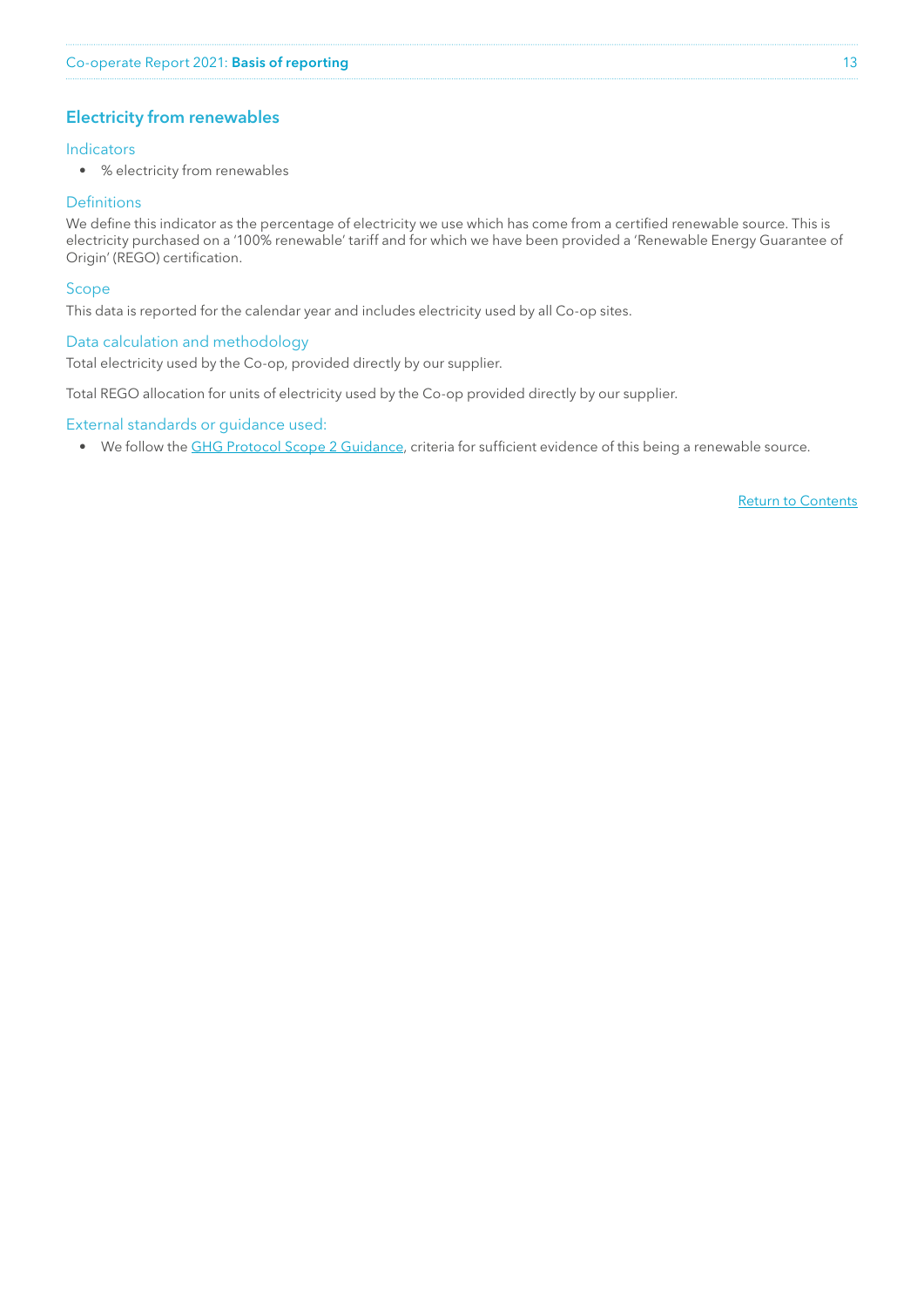## Electricity from renewables

### Indicators

- % electricity from renewables

### Definitions

We define this indicator as the percentage of electricity we use which has come from a certified renewable source. This is electricity purchased on a '100% renewable' tariff and for which we have been provided a 'Renewable Energy Guarantee of Origin' (REGO) certification.

### Scope

This data is reported for the calendar year and includes electricity used by all Co-op sites.

### Data calculation and methodology

Total electricity used by the Co-op, provided directly by our supplier.

Total REGO allocation for units of electricity used by the Co-op provided directly by our supplier.

### External standards or guidance used:

- We follow the GHG Protocol Scope 2 Guidance, criteria for sufficient evidence of this being a renewable source.

Return to Contents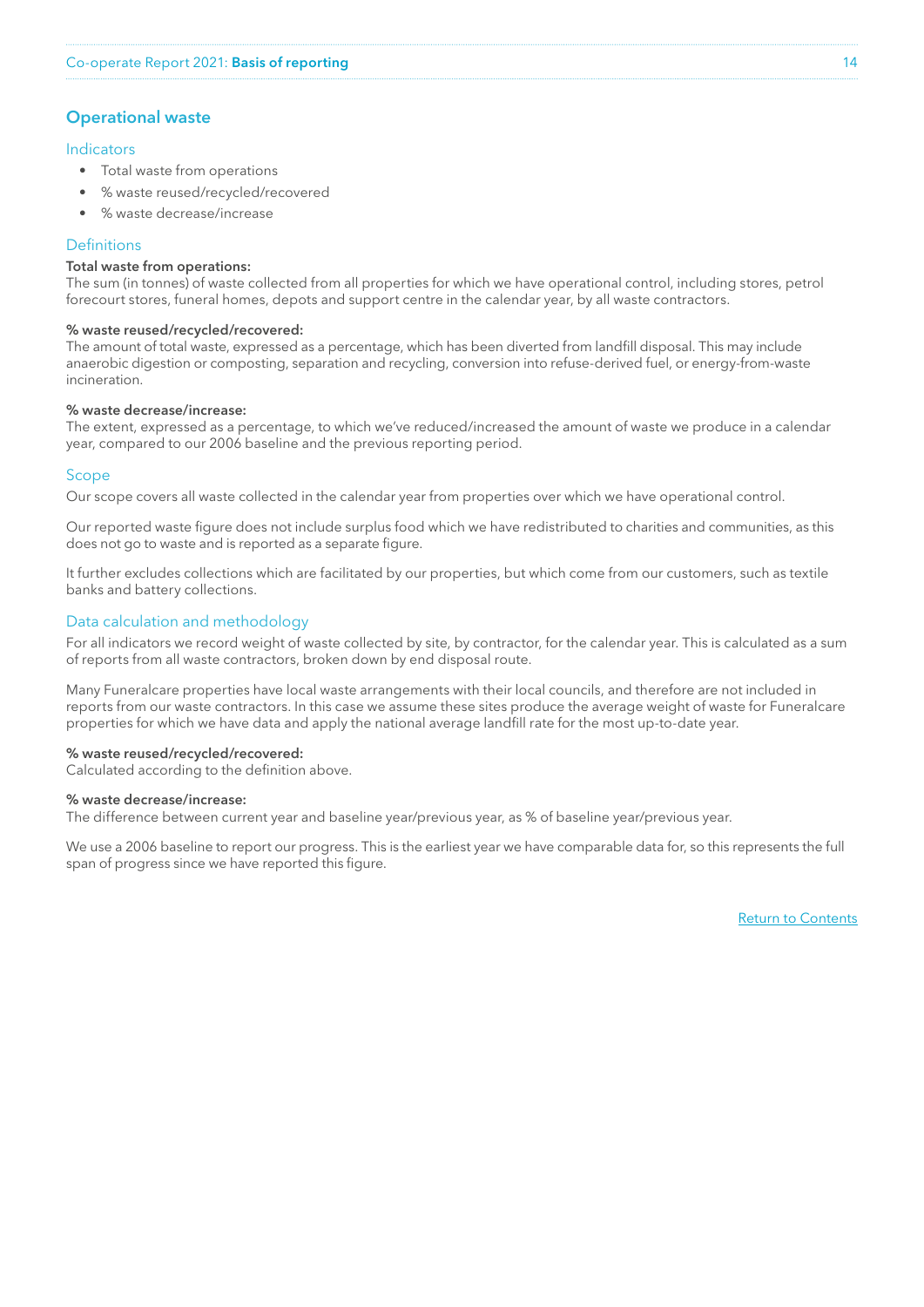## Operational waste

### Indicators

- Total waste from operations
- % waste reused/recycled/recovered
- % waste decrease/increase

### Definitions

**Total waste from operations:**
The sum (in tonnes) of waste collected from all properties for which we have operational control, including stores, petrol forecourt stores, funeral homes, depots and support centre in the calendar year, by all waste contractors.

**% waste reused/recycled/recovered:**
The amount of total waste, expressed as a percentage, which has been diverted from landfill disposal. This may include anaerobic digestion or composting, separation and recycling, conversion into refuse-derived fuel, or energy-from-waste incineration.

**% waste decrease/increase:**
The extent, expressed as a percentage, to which we've reduced/increased the amount of waste we produce in a calendar year, compared to our 2006 baseline and the previous reporting period.

### Scope

Our scope covers all waste collected in the calendar year from properties over which we have operational control.

Our reported waste figure does not include surplus food which we have redistributed to charities and communities, as this does not go to waste and is reported as a separate figure.

It further excludes collections which are facilitated by our properties, but which come from our customers, such as textile banks and battery collections.

### Data calculation and methodology

For all indicators we record weight of waste collected by site, by contractor, for the calendar year. This is calculated as a sum of reports from all waste contractors, broken down by end disposal route.

Many Funeralcare properties have local waste arrangements with their local councils, and therefore are not included in reports from our waste contractors. In this case we assume these sites produce the average weight of waste for Funeralcare properties for which we have data and apply the national average landfill rate for the most up-to-date year.

**% waste reused/recycled/recovered:**
Calculated according to the definition above.

**% waste decrease/increase:**
The difference between current year and baseline year/previous year, as % of baseline year/previous year.

We use a 2006 baseline to report our progress. This is the earliest year we have comparable data for, so this represents the full span of progress since we have reported this figure.

Return to Contents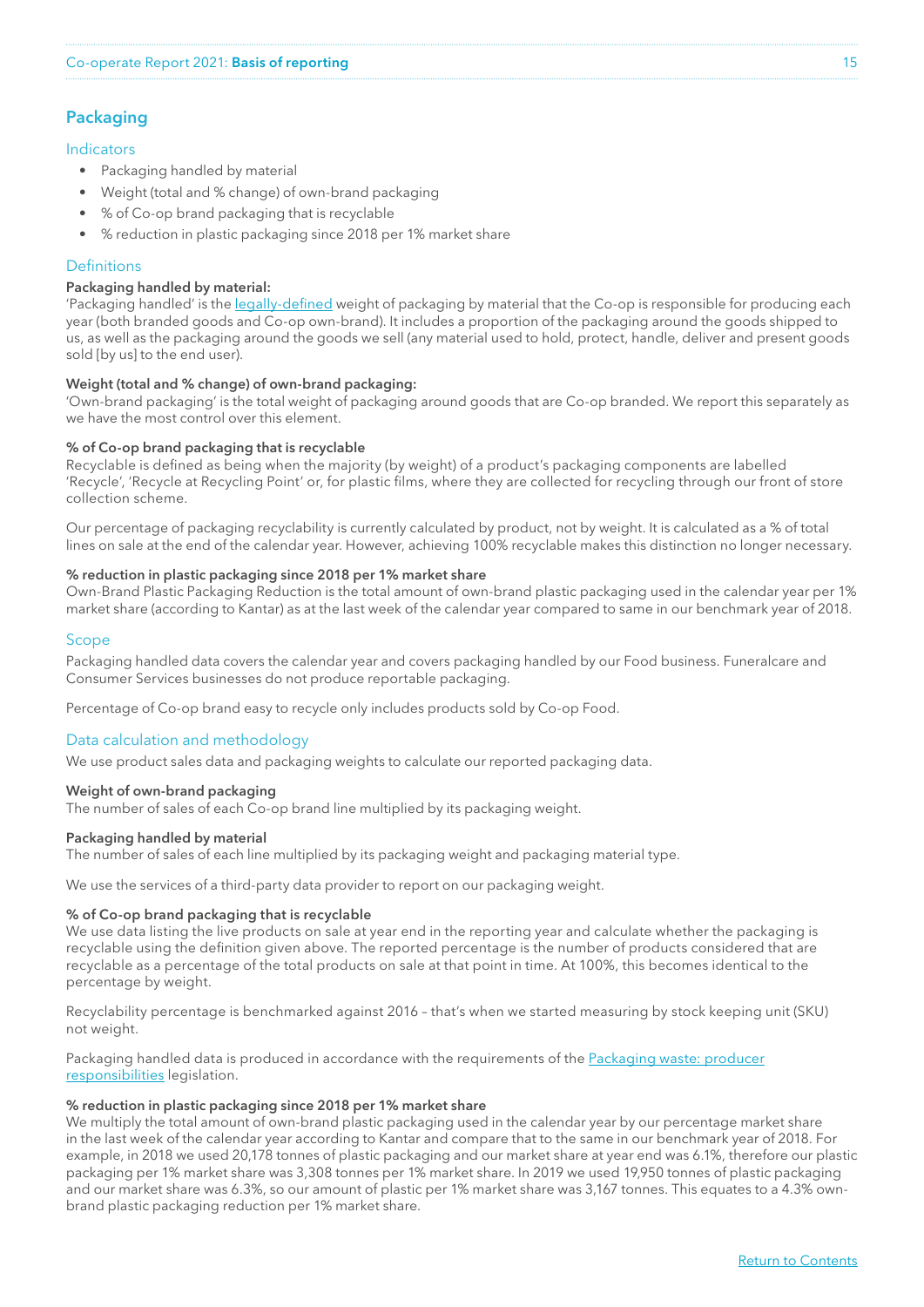## Packaging

### Indicators

- Packaging handled by material
- Weight (total and % change) of own-brand packaging
- % of Co-op brand packaging that is recyclable
- % reduction in plastic packaging since 2018 per 1% market share

### Definitions

**Packaging handled by material:**
'Packaging handled' is the legally-defined weight of packaging by material that the Co-op is responsible for producing each year (both branded goods and Co-op own-brand). It includes a proportion of the packaging around the goods shipped to us, as well as the packaging around the goods we sell (any material used to hold, protect, handle, deliver and present goods sold [by us] to the end user).

**Weight (total and % change) of own-brand packaging:**
'Own-brand packaging' is the total weight of packaging around goods that are Co-op branded. We report this separately as we have the most control over this element.

**% of Co-op brand packaging that is recyclable**
Recyclable is defined as being when the majority (by weight) of a product's packaging components are labelled 'Recycle', 'Recycle at Recycling Point' or, for plastic films, where they are collected for recycling through our front of store collection scheme.

Our percentage of packaging recyclability is currently calculated by product, not by weight. It is calculated as a % of total lines on sale at the end of the calendar year. However, achieving 100% recyclable makes this distinction no longer necessary.

**% reduction in plastic packaging since 2018 per 1% market share**
Own-Brand Plastic Packaging Reduction is the total amount of own-brand plastic packaging used in the calendar year per 1% market share (according to Kantar) as at the last week of the calendar year compared to same in our benchmark year of 2018.

### Scope

Packaging handled data covers the calendar year and covers packaging handled by our Food business. Funeralcare and Consumer Services businesses do not produce reportable packaging.

Percentage of Co-op brand easy to recycle only includes products sold by Co-op Food.

### Data calculation and methodology

We use product sales data and packaging weights to calculate our reported packaging data.

**Weight of own-brand packaging**
The number of sales of each Co-op brand line multiplied by its packaging weight.

**Packaging handled by material**
The number of sales of each line multiplied by its packaging weight and packaging material type.

We use the services of a third-party data provider to report on our packaging weight.

**% of Co-op brand packaging that is recyclable**
We use data listing the live products on sale at year end in the reporting year and calculate whether the packaging is recyclable using the definition given above. The reported percentage is the number of products considered that are recyclable as a percentage of the total products on sale at that point in time. At 100%, this becomes identical to the percentage by weight.

Recyclability percentage is benchmarked against 2016 – that's when we started measuring by stock keeping unit (SKU) not weight.

Packaging handled data is produced in accordance with the requirements of the Packaging waste: producer responsibilities legislation.

**% reduction in plastic packaging since 2018 per 1% market share**
We multiply the total amount of own-brand plastic packaging used in the calendar year by our percentage market share in the last week of the calendar year according to Kantar and compare that to the same in our benchmark year of 2018. For example, in 2018 we used 20,178 tonnes of plastic packaging and our market share at year end was 6.1%, therefore our plastic packaging per 1% market share was 3,308 tonnes per 1% market share. In 2019 we used 19,950 tonnes of plastic packaging and our market share was 6.3%, so our amount of plastic per 1% market share was 3,167 tonnes. This equates to a 4.3% own-brand plastic packaging reduction per 1% market share.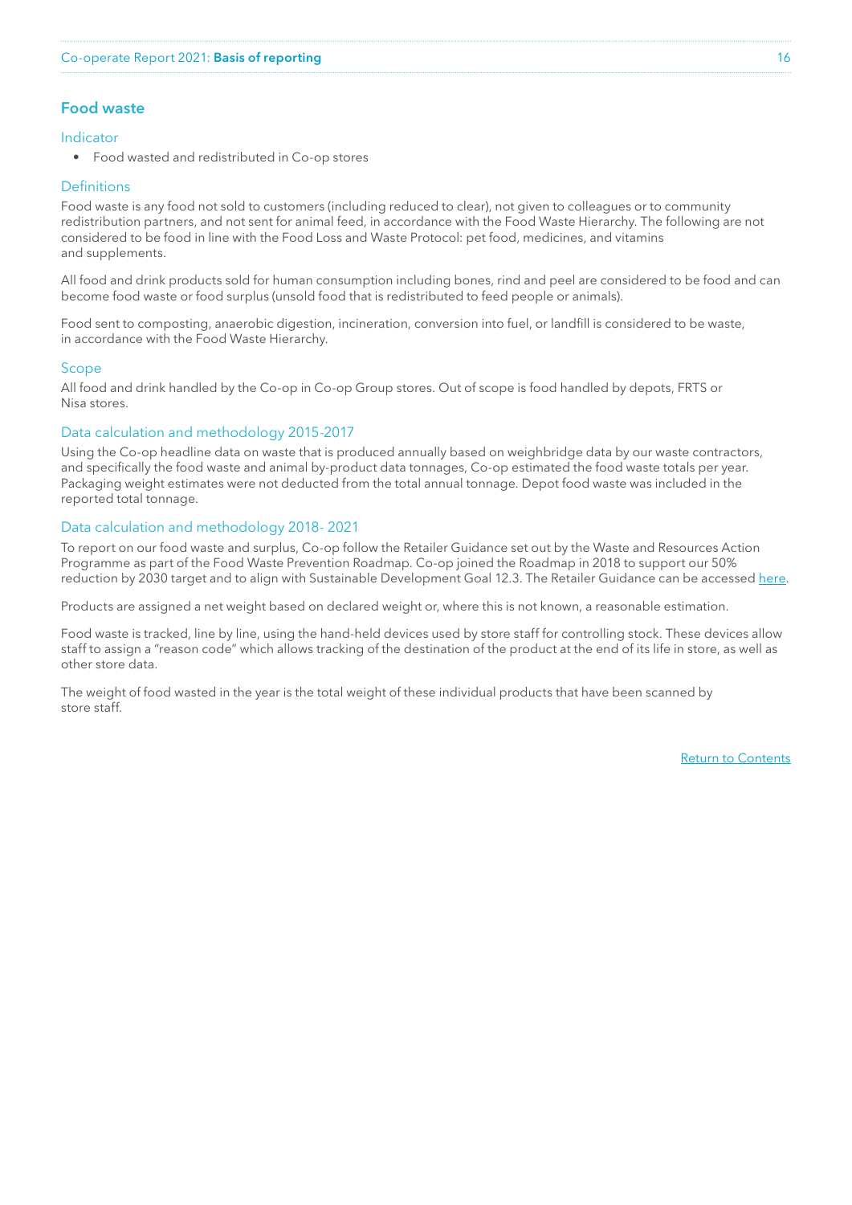## Food waste

### Indicator

- Food wasted and redistributed in Co-op stores

### Definitions

Food waste is any food not sold to customers (including reduced to clear), not given to colleagues or to community redistribution partners, and not sent for animal feed, in accordance with the Food Waste Hierarchy. The following are not considered to be food in line with the Food Loss and Waste Protocol: pet food, medicines, and vitamins and supplements.

All food and drink products sold for human consumption including bones, rind and peel are considered to be food and can become food waste or food surplus (unsold food that is redistributed to feed people or animals).

Food sent to composting, anaerobic digestion, incineration, conversion into fuel, or landfill is considered to be waste, in accordance with the Food Waste Hierarchy.

### Scope

All food and drink handled by the Co-op in Co-op Group stores. Out of scope is food handled by depots, FRTS or Nisa stores.

### Data calculation and methodology 2015-2017

Using the Co-op headline data on waste that is produced annually based on weighbridge data by our waste contractors, and specifically the food waste and animal by-product data tonnages, Co-op estimated the food waste totals per year. Packaging weight estimates were not deducted from the total annual tonnage. Depot food waste was included in the reported total tonnage.

### Data calculation and methodology 2018- 2021

To report on our food waste and surplus, Co-op follow the Retailer Guidance set out by the Waste and Resources Action Programme as part of the Food Waste Prevention Roadmap. Co-op joined the Roadmap in 2018 to support our 50% reduction by 2030 target and to align with Sustainable Development Goal 12.3. The Retailer Guidance can be accessed here.

Products are assigned a net weight based on declared weight or, where this is not known, a reasonable estimation.

Food waste is tracked, line by line, using the hand-held devices used by store staff for controlling stock. These devices allow staff to assign a "reason code" which allows tracking of the destination of the product at the end of its life in store, as well as other store data.

The weight of food wasted in the year is the total weight of these individual products that have been scanned by store staff.

Return to Contents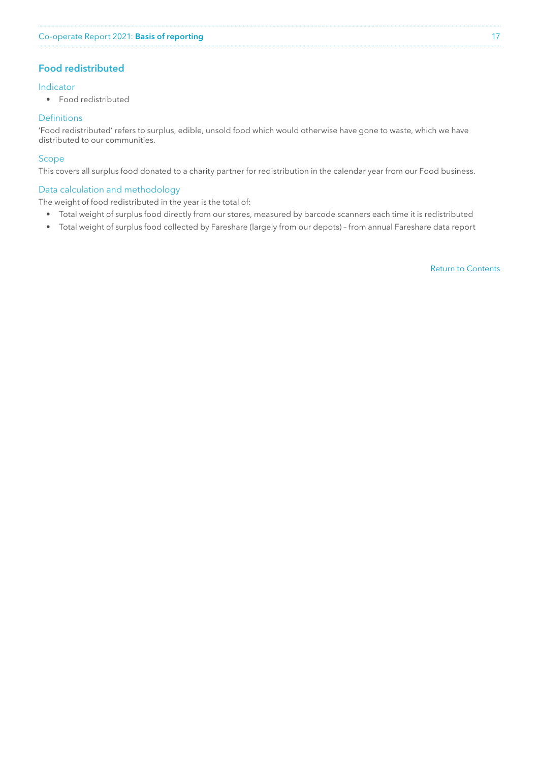## Food redistributed

### Indicator

- Food redistributed

### Definitions

'Food redistributed' refers to surplus, edible, unsold food which would otherwise have gone to waste, which we have distributed to our communities.

### Scope

This covers all surplus food donated to a charity partner for redistribution in the calendar year from our Food business.

### Data calculation and methodology

The weight of food redistributed in the year is the total of:

- Total weight of surplus food directly from our stores, measured by barcode scanners each time it is redistributed
- Total weight of surplus food collected by Fareshare (largely from our depots) – from annual Fareshare data report

Return to Contents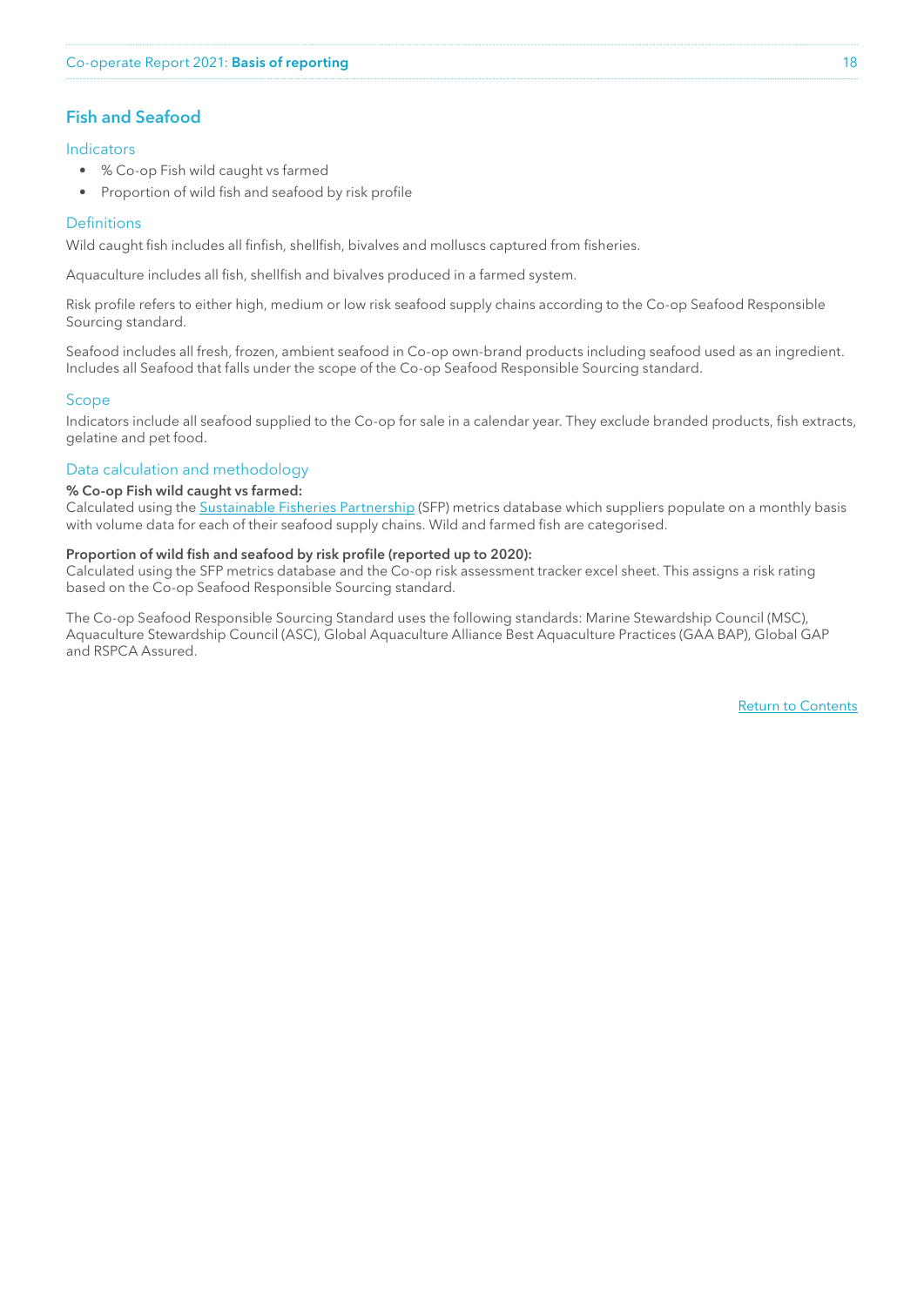## Fish and Seafood

### Indicators

- % Co-op Fish wild caught vs farmed
- Proportion of wild fish and seafood by risk profile

### Definitions

Wild caught fish includes all finfish, shellfish, bivalves and molluscs captured from fisheries.

Aquaculture includes all fish, shellfish and bivalves produced in a farmed system.

Risk profile refers to either high, medium or low risk seafood supply chains according to the Co-op Seafood Responsible Sourcing standard.

Seafood includes all fresh, frozen, ambient seafood in Co-op own-brand products including seafood used as an ingredient. Includes all Seafood that falls under the scope of the Co-op Seafood Responsible Sourcing standard.

### Scope

Indicators include all seafood supplied to the Co-op for sale in a calendar year. They exclude branded products, fish extracts, gelatine and pet food.

### Data calculation and methodology

**% Co-op Fish wild caught vs farmed:**
Calculated using the Sustainable Fisheries Partnership (SFP) metrics database which suppliers populate on a monthly basis with volume data for each of their seafood supply chains. Wild and farmed fish are categorised.

**Proportion of wild fish and seafood by risk profile (reported up to 2020):**
Calculated using the SFP metrics database and the Co-op risk assessment tracker excel sheet. This assigns a risk rating based on the Co-op Seafood Responsible Sourcing standard.

The Co-op Seafood Responsible Sourcing Standard uses the following standards: Marine Stewardship Council (MSC), Aquaculture Stewardship Council (ASC), Global Aquaculture Alliance Best Aquaculture Practices (GAA BAP), Global GAP and RSPCA Assured.

Return to Contents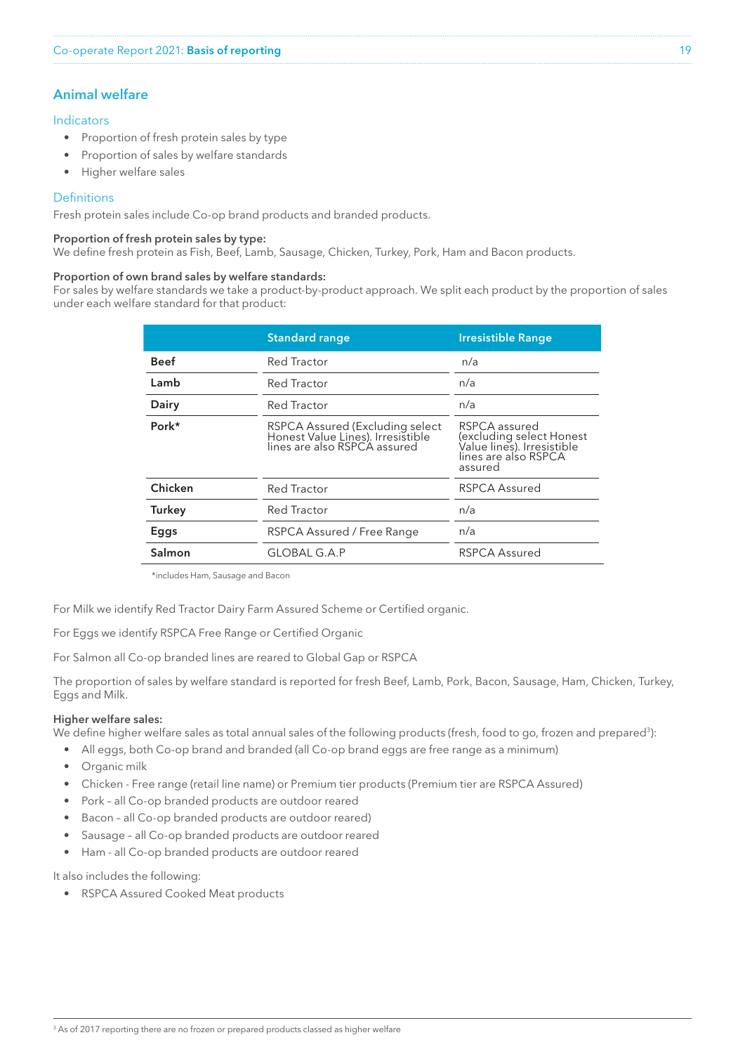## Animal welfare

### Indicators

- Proportion of fresh protein sales by type
- Proportion of sales by welfare standards
- Higher welfare sales

### Definitions

Fresh protein sales include Co-op brand products and branded products.

**Proportion of fresh protein sales by type:**
We define fresh protein as Fish, Beef, Lamb, Sausage, Chicken, Turkey, Pork, Ham and Bacon products.

**Proportion of own brand sales by welfare standards:**
For sales by welfare standards we take a product-by-product approach. We split each product by the proportion of sales under each welfare standard for that product:

| | Standard range | Irresistible Range |
|---|---|---|
| **Beef** | Red Tractor | n/a |
| **Lamb** | Red Tractor | n/a |
| **Dairy** | Red Tractor | n/a |
| **Pork*** | RSPCA Assured (Excluding select Honest Value Lines). Irresistible lines are also RSPCA assured | RSPCA assured (excluding select Honest Value lines). Irresistible lines are also RSPCA assured |
| **Chicken** | Red Tractor | RSPCA Assured |
| **Turkey** | Red Tractor | n/a |
| **Eggs** | RSPCA Assured / Free Range | n/a |
| **Salmon** | GLOBAL G.A.P | RSPCA Assured |

*includes Ham, Sausage and Bacon

For Milk we identify Red Tractor Dairy Farm Assured Scheme or Certified organic.

For Eggs we identify RSPCA Free Range or Certified Organic

For Salmon all Co-op branded lines are reared to Global Gap or RSPCA

The proportion of sales by welfare standard is reported for fresh Beef, Lamb, Pork, Bacon, Sausage, Ham, Chicken, Turkey, Eggs and Milk.

**Higher welfare sales:**
We define higher welfare sales as total annual sales of the following products (fresh, food to go, frozen and prepared[3]):

- All eggs, both Co-op brand and branded (all Co-op brand eggs are free range as a minimum)
- Organic milk
- Chicken - Free range (retail line name) or Premium tier products (Premium tier are RSPCA Assured)
- Pork – all Co-op branded products are outdoor reared
- Bacon – all Co-op branded products are outdoor reared)
- Sausage – all Co-op branded products are outdoor reared
- Ham - all Co-op branded products are outdoor reared

It also includes the following:

- RSPCA Assured Cooked Meat products

[3] As of 2017 reporting there are no frozen or prepared products classed as higher welfare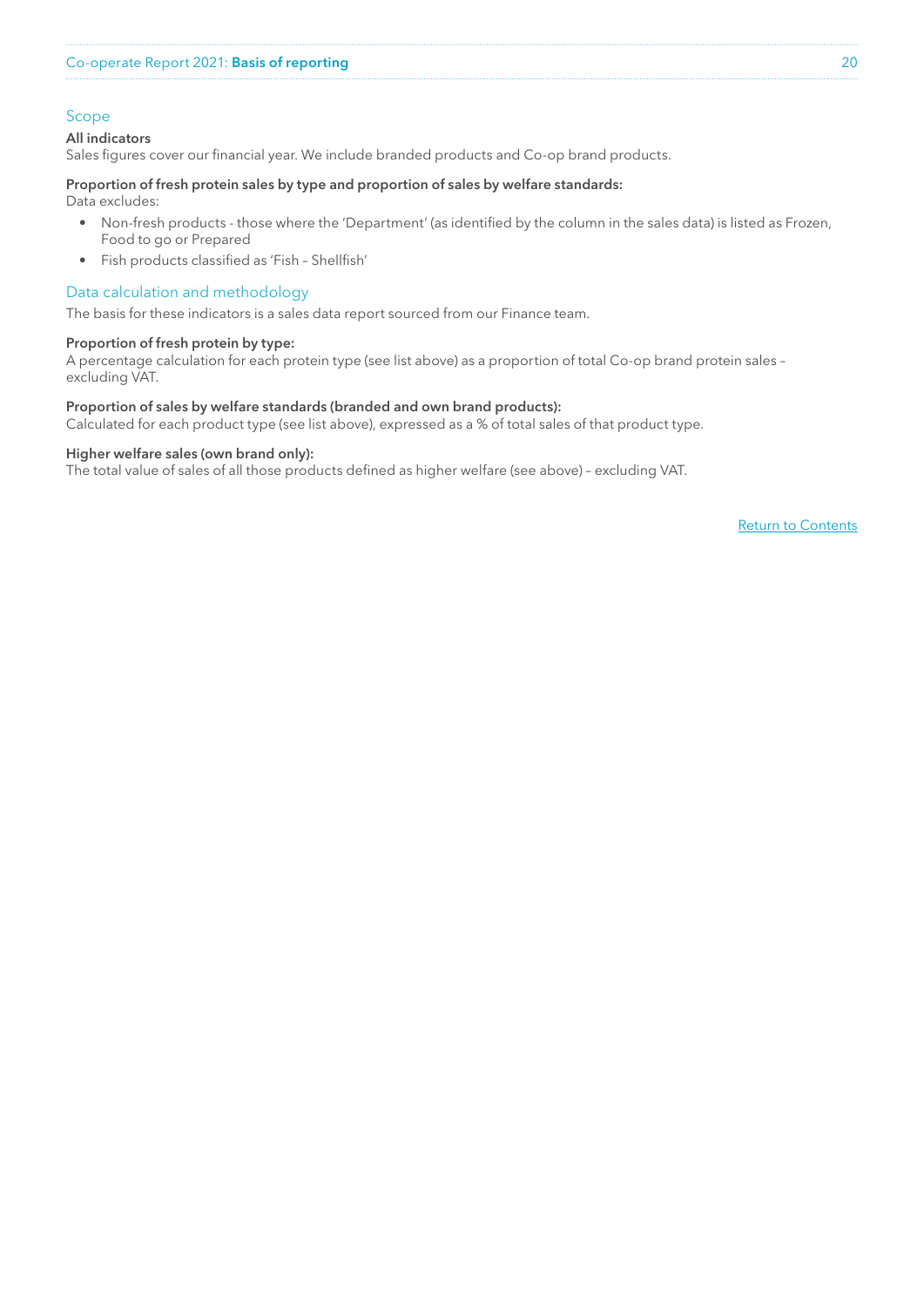## Scope

**All indicators**
Sales figures cover our financial year. We include branded products and Co-op brand products.

**Proportion of fresh protein sales by type and proportion of sales by welfare standards:**
Data excludes:

- Non-fresh products - those where the 'Department' (as identified by the column in the sales data) is listed as Frozen, Food to go or Prepared
- Fish products classified as 'Fish – Shellfish'

## Data calculation and methodology

The basis for these indicators is a sales data report sourced from our Finance team.

**Proportion of fresh protein by type:**
A percentage calculation for each protein type (see list above) as a proportion of total Co-op brand protein sales – excluding VAT.

**Proportion of sales by welfare standards (branded and own brand products):**
Calculated for each product type (see list above), expressed as a % of total sales of that product type.

**Higher welfare sales (own brand only):**
The total value of sales of all those products defined as higher welfare (see above) – excluding VAT.

Return to Contents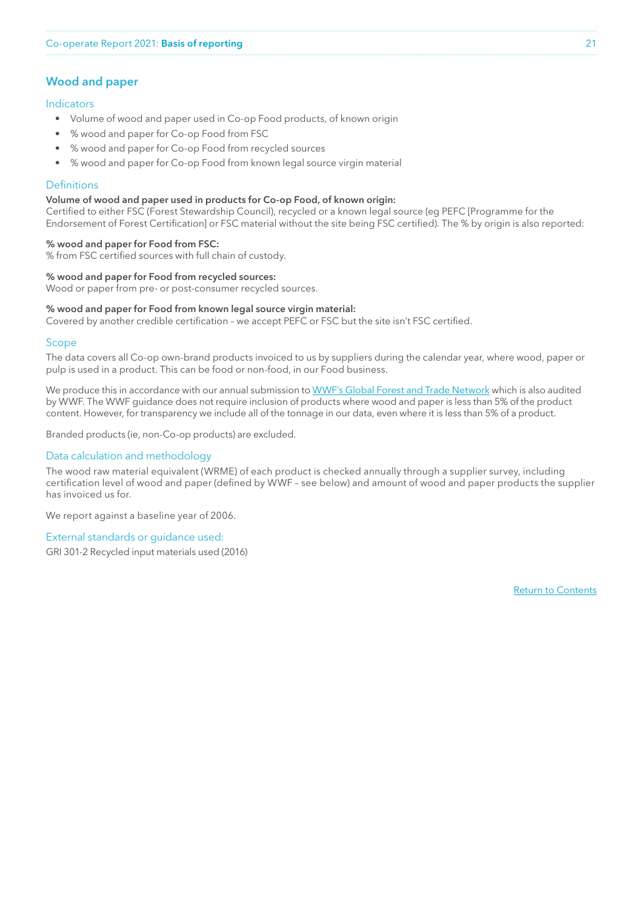## Wood and paper

### Indicators

- Volume of wood and paper used in Co-op Food products, of known origin
- % wood and paper for Co-op Food from FSC
- % wood and paper for Co-op Food from recycled sources
- % wood and paper for Co-op Food from known legal source virgin material

### Definitions

**Volume of wood and paper used in products for Co-op Food, of known origin:**
Certified to either FSC (Forest Stewardship Council), recycled or a known legal source (eg PEFC [Programme for the Endorsement of Forest Certification] or FSC material without the site being FSC certified). The % by origin is also reported:

**% wood and paper for Food from FSC:**
% from FSC certified sources with full chain of custody.

**% wood and paper for Food from recycled sources:**
Wood or paper from pre- or post-consumer recycled sources.

**% wood and paper for Food from known legal source virgin material:**
Covered by another credible certification – we accept PEFC or FSC but the site isn't FSC certified.

### Scope

The data covers all Co-op own-brand products invoiced to us by suppliers during the calendar year, where wood, paper or pulp is used in a product. This can be food or non-food, in our Food business.

We produce this in accordance with our annual submission to WWF's Global Forest and Trade Network which is also audited by WWF. The WWF guidance does not require inclusion of products where wood and paper is less than 5% of the product content. However, for transparency we include all of the tonnage in our data, even where it is less than 5% of a product.

Branded products (ie, non-Co-op products) are excluded.

### Data calculation and methodology

The wood raw material equivalent (WRME) of each product is checked annually through a supplier survey, including certification level of wood and paper (defined by WWF – see below) and amount of wood and paper products the supplier has invoiced us for.

We report against a baseline year of 2006.

### External standards or guidance used:

GRI 301-2 Recycled input materials used (2016)

Return to Contents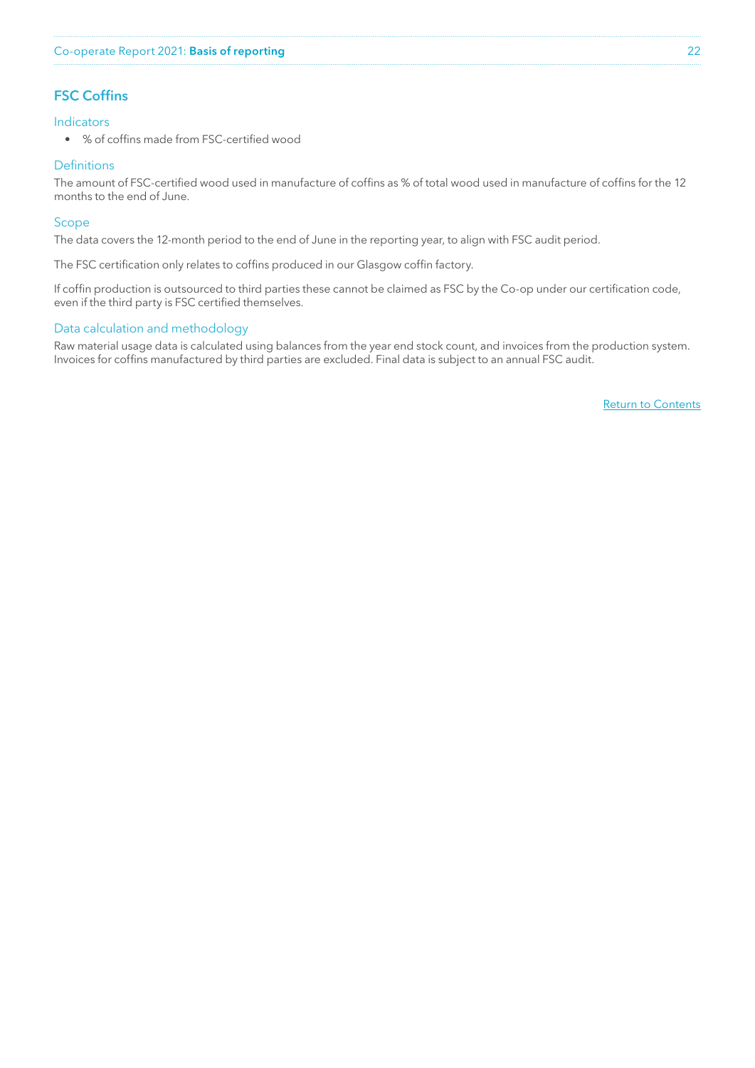## FSC Coffins

### Indicators

- % of coffins made from FSC-certified wood

### Definitions

The amount of FSC-certified wood used in manufacture of coffins as % of total wood used in manufacture of coffins for the 12 months to the end of June.

### Scope

The data covers the 12-month period to the end of June in the reporting year, to align with FSC audit period.

The FSC certification only relates to coffins produced in our Glasgow coffin factory.

If coffin production is outsourced to third parties these cannot be claimed as FSC by the Co-op under our certification code, even if the third party is FSC certified themselves.

### Data calculation and methodology

Raw material usage data is calculated using balances from the year end stock count, and invoices from the production system. Invoices for coffins manufactured by third parties are excluded. Final data is subject to an annual FSC audit.

Return to Contents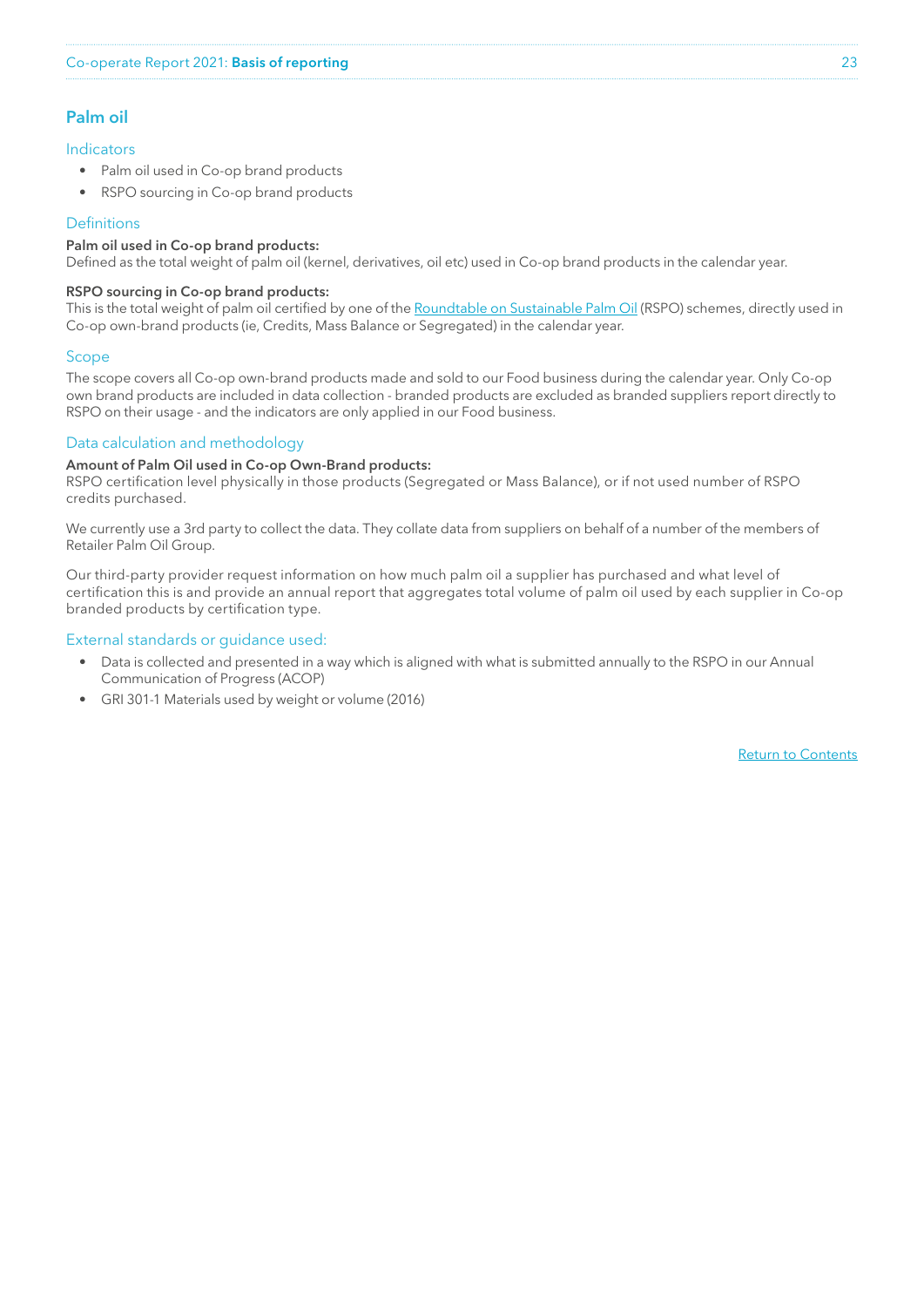## Palm oil

### Indicators

- Palm oil used in Co-op brand products
- RSPO sourcing in Co-op brand products

### Definitions

**Palm oil used in Co-op brand products:**
Defined as the total weight of palm oil (kernel, derivatives, oil etc) used in Co-op brand products in the calendar year.

**RSPO sourcing in Co-op brand products:**
This is the total weight of palm oil certified by one of the Roundtable on Sustainable Palm Oil (RSPO) schemes, directly used in Co-op own-brand products (ie, Credits, Mass Balance or Segregated) in the calendar year.

### Scope

The scope covers all Co-op own-brand products made and sold to our Food business during the calendar year. Only Co-op own brand products are included in data collection - branded products are excluded as branded suppliers report directly to RSPO on their usage - and the indicators are only applied in our Food business.

### Data calculation and methodology

**Amount of Palm Oil used in Co-op Own-Brand products:**
RSPO certification level physically in those products (Segregated or Mass Balance), or if not used number of RSPO credits purchased.

We currently use a 3rd party to collect the data. They collate data from suppliers on behalf of a number of the members of Retailer Palm Oil Group.

Our third-party provider request information on how much palm oil a supplier has purchased and what level of certification this is and provide an annual report that aggregates total volume of palm oil used by each supplier in Co-op branded products by certification type.

### External standards or guidance used:

- Data is collected and presented in a way which is aligned with what is submitted annually to the RSPO in our Annual Communication of Progress (ACOP)
- GRI 301-1 Materials used by weight or volume (2016)

Return to Contents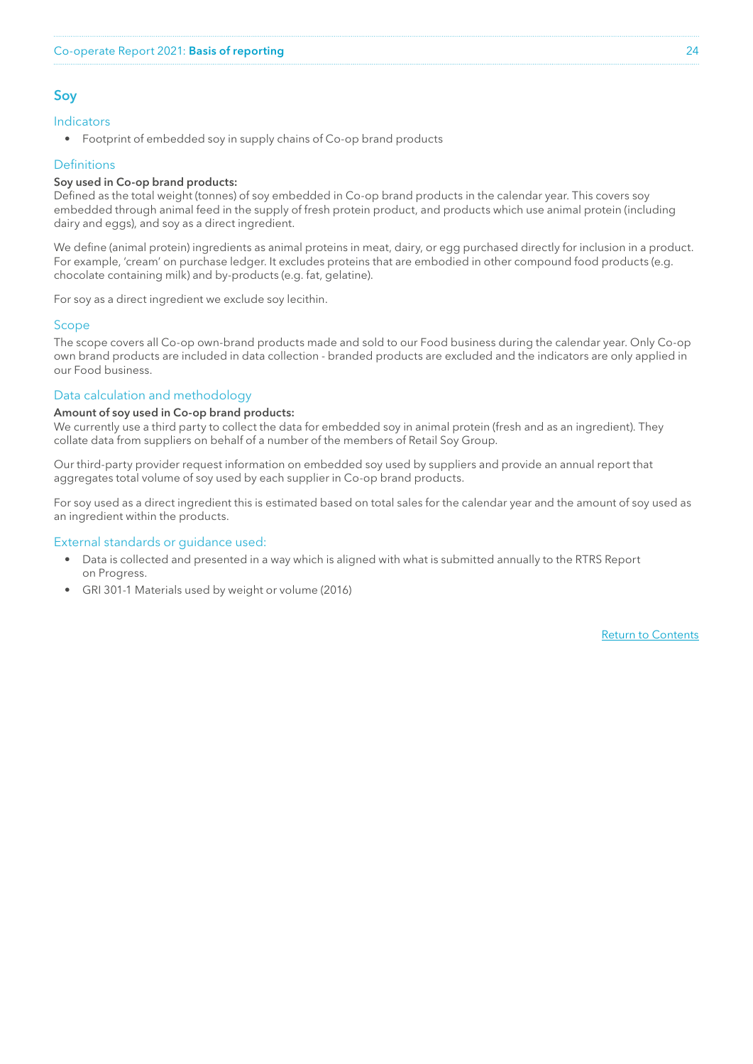## Soy

### Indicators

- Footprint of embedded soy in supply chains of Co-op brand products

### Definitions

**Soy used in Co-op brand products:**
Defined as the total weight (tonnes) of soy embedded in Co-op brand products in the calendar year. This covers soy embedded through animal feed in the supply of fresh protein product, and products which use animal protein (including dairy and eggs), and soy as a direct ingredient.

We define (animal protein) ingredients as animal proteins in meat, dairy, or egg purchased directly for inclusion in a product. For example, 'cream' on purchase ledger. It excludes proteins that are embodied in other compound food products (e.g. chocolate containing milk) and by-products (e.g. fat, gelatine).

For soy as a direct ingredient we exclude soy lecithin.

### Scope

The scope covers all Co-op own-brand products made and sold to our Food business during the calendar year. Only Co-op own brand products are included in data collection - branded products are excluded and the indicators are only applied in our Food business.

### Data calculation and methodology

**Amount of soy used in Co-op brand products:**
We currently use a third party to collect the data for embedded soy in animal protein (fresh and as an ingredient). They collate data from suppliers on behalf of a number of the members of Retail Soy Group.

Our third-party provider request information on embedded soy used by suppliers and provide an annual report that aggregates total volume of soy used by each supplier in Co-op brand products.

For soy used as a direct ingredient this is estimated based on total sales for the calendar year and the amount of soy used as an ingredient within the products.

### External standards or guidance used:

- Data is collected and presented in a way which is aligned with what is submitted annually to the RTRS Report on Progress.
- GRI 301-1 Materials used by weight or volume (2016)

Return to Contents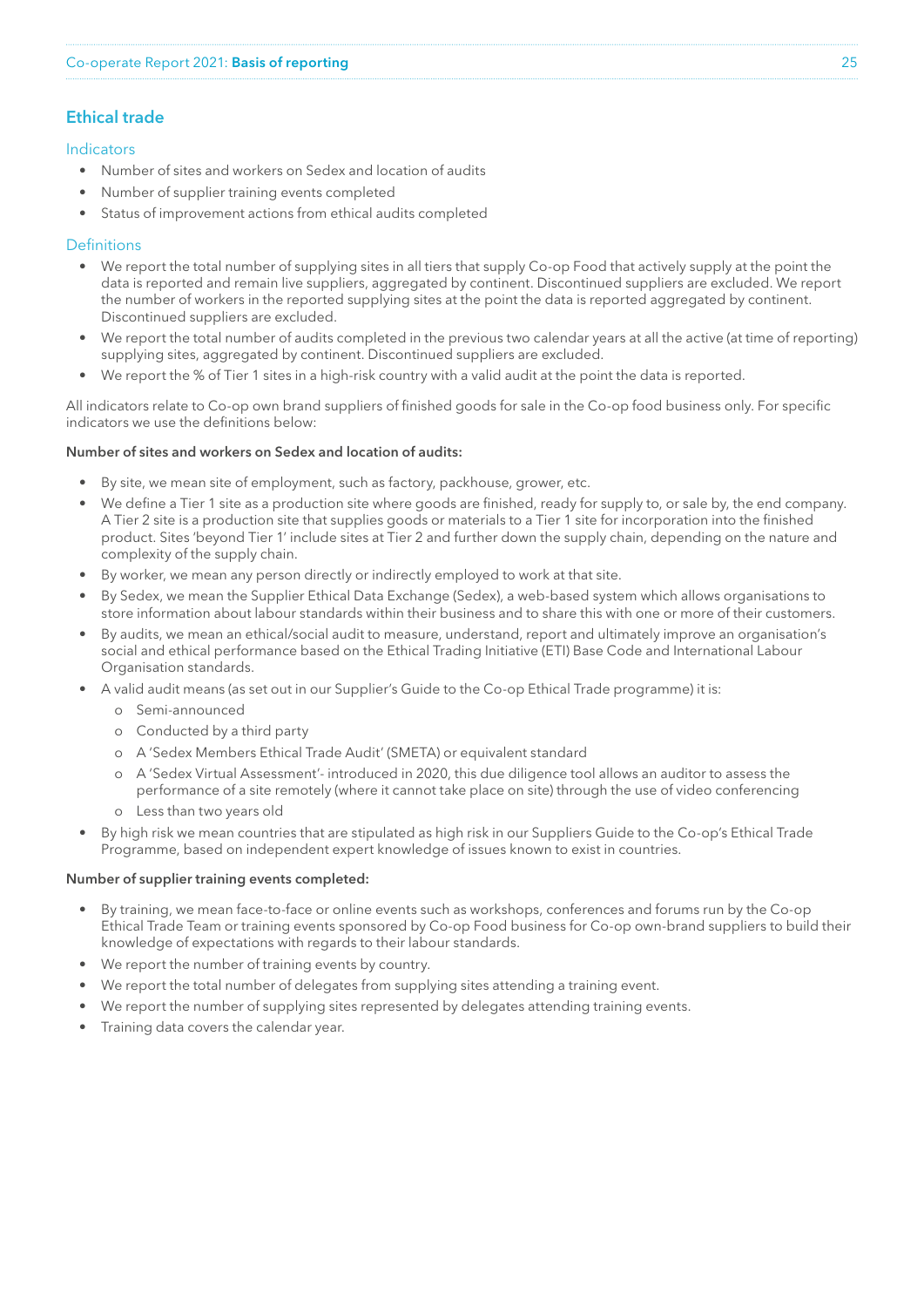## Ethical trade

### Indicators

- Number of sites and workers on Sedex and location of audits
- Number of supplier training events completed
- Status of improvement actions from ethical audits completed

### Definitions

- We report the total number of supplying sites in all tiers that supply Co-op Food that actively supply at the point the data is reported and remain live suppliers, aggregated by continent. Discontinued suppliers are excluded. We report the number of workers in the reported supplying sites at the point the data is reported aggregated by continent. Discontinued suppliers are excluded.
- We report the total number of audits completed in the previous two calendar years at all the active (at time of reporting) supplying sites, aggregated by continent. Discontinued suppliers are excluded.
- We report the % of Tier 1 sites in a high-risk country with a valid audit at the point the data is reported.

All indicators relate to Co-op own brand suppliers of finished goods for sale in the Co-op food business only. For specific indicators we use the definitions below:

**Number of sites and workers on Sedex and location of audits:**

- By site, we mean site of employment, such as factory, packhouse, grower, etc.
- We define a Tier 1 site as a production site where goods are finished, ready for supply to, or sale by, the end company. A Tier 2 site is a production site that supplies goods or materials to a Tier 1 site for incorporation into the finished product. Sites 'beyond Tier 1' include sites at Tier 2 and further down the supply chain, depending on the nature and complexity of the supply chain.
- By worker, we mean any person directly or indirectly employed to work at that site.
- By Sedex, we mean the Supplier Ethical Data Exchange (Sedex), a web-based system which allows organisations to store information about labour standards within their business and to share this with one or more of their customers.
- By audits, we mean an ethical/social audit to measure, understand, report and ultimately improve an organisation's social and ethical performance based on the Ethical Trading Initiative (ETI) Base Code and International Labour Organisation standards.
- A valid audit means (as set out in our Supplier's Guide to the Co-op Ethical Trade programme) it is:
  - Semi-announced
  - Conducted by a third party
  - A 'Sedex Members Ethical Trade Audit' (SMETA) or equivalent standard
  - A 'Sedex Virtual Assessment'- introduced in 2020, this due diligence tool allows an auditor to assess the performance of a site remotely (where it cannot take place on site) through the use of video conferencing
  - Less than two years old
- By high risk we mean countries that are stipulated as high risk in our Suppliers Guide to the Co-op's Ethical Trade Programme, based on independent expert knowledge of issues known to exist in countries.

**Number of supplier training events completed:**

- By training, we mean face-to-face or online events such as workshops, conferences and forums run by the Co-op Ethical Trade Team or training events sponsored by Co-op Food business for Co-op own-brand suppliers to build their knowledge of expectations with regards to their labour standards.
- We report the number of training events by country.
- We report the total number of delegates from supplying sites attending a training event.
- We report the number of supplying sites represented by delegates attending training events.
- Training data covers the calendar year.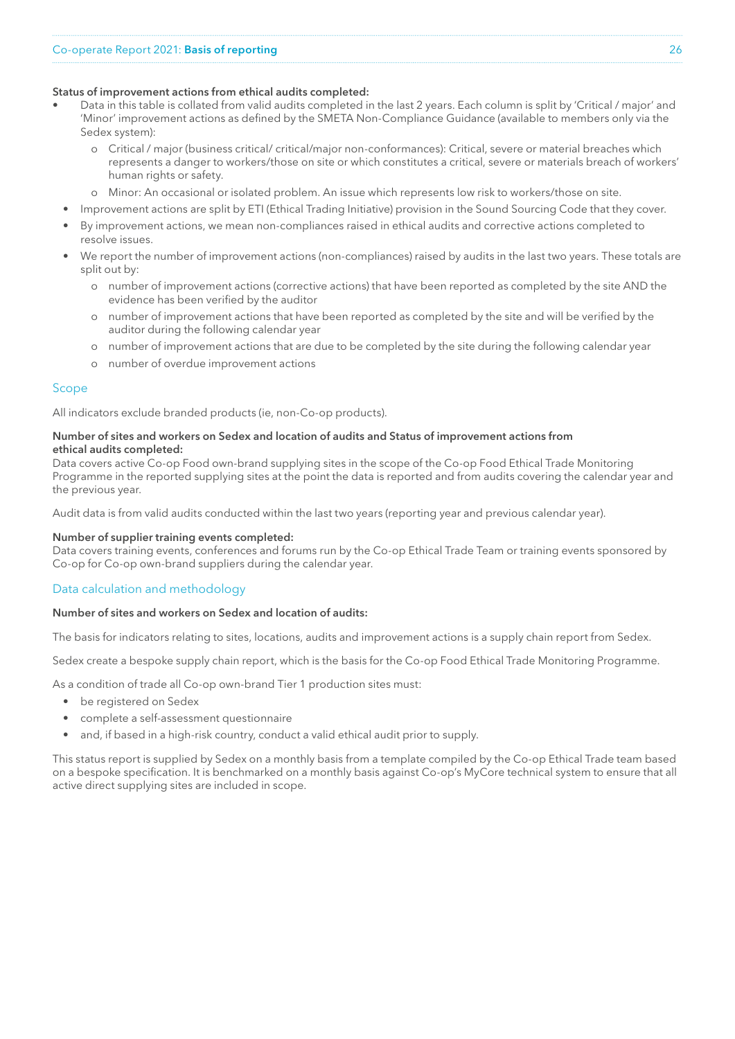**Status of improvement actions from ethical audits completed:**

- Data in this table is collated from valid audits completed in the last 2 years. Each column is split by 'Critical / major' and 'Minor' improvement actions as defined by the SMETA Non-Compliance Guidance (available to members only via the Sedex system):
  - Critical / major (business critical/ critical/major non-conformances): Critical, severe or material breaches which represents a danger to workers/those on site or which constitutes a critical, severe or materials breach of workers' human rights or safety.
  - Minor: An occasional or isolated problem. An issue which represents low risk to workers/those on site.
- Improvement actions are split by ETI (Ethical Trading Initiative) provision in the Sound Sourcing Code that they cover.
- By improvement actions, we mean non-compliances raised in ethical audits and corrective actions completed to resolve issues.
- We report the number of improvement actions (non-compliances) raised by audits in the last two years. These totals are split out by:
  - number of improvement actions (corrective actions) that have been reported as completed by the site AND the evidence has been verified by the auditor
  - number of improvement actions that have been reported as completed by the site and will be verified by the auditor during the following calendar year
  - number of improvement actions that are due to be completed by the site during the following calendar year
  - number of overdue improvement actions

## Scope

All indicators exclude branded products (ie, non-Co-op products).

**Number of sites and workers on Sedex and location of audits and Status of improvement actions from ethical audits completed:**
Data covers active Co-op Food own-brand supplying sites in the scope of the Co-op Food Ethical Trade Monitoring Programme in the reported supplying sites at the point the data is reported and from audits covering the calendar year and the previous year.

Audit data is from valid audits conducted within the last two years (reporting year and previous calendar year).

**Number of supplier training events completed:**
Data covers training events, conferences and forums run by the Co-op Ethical Trade Team or training events sponsored by Co-op for Co-op own-brand suppliers during the calendar year.

## Data calculation and methodology

**Number of sites and workers on Sedex and location of audits:**

The basis for indicators relating to sites, locations, audits and improvement actions is a supply chain report from Sedex.

Sedex create a bespoke supply chain report, which is the basis for the Co-op Food Ethical Trade Monitoring Programme.

As a condition of trade all Co-op own-brand Tier 1 production sites must:

- be registered on Sedex
- complete a self-assessment questionnaire
- and, if based in a high-risk country, conduct a valid ethical audit prior to supply.

This status report is supplied by Sedex on a monthly basis from a template compiled by the Co-op Ethical Trade team based on a bespoke specification. It is benchmarked on a monthly basis against Co-op's MyCore technical system to ensure that all active direct supplying sites are included in scope.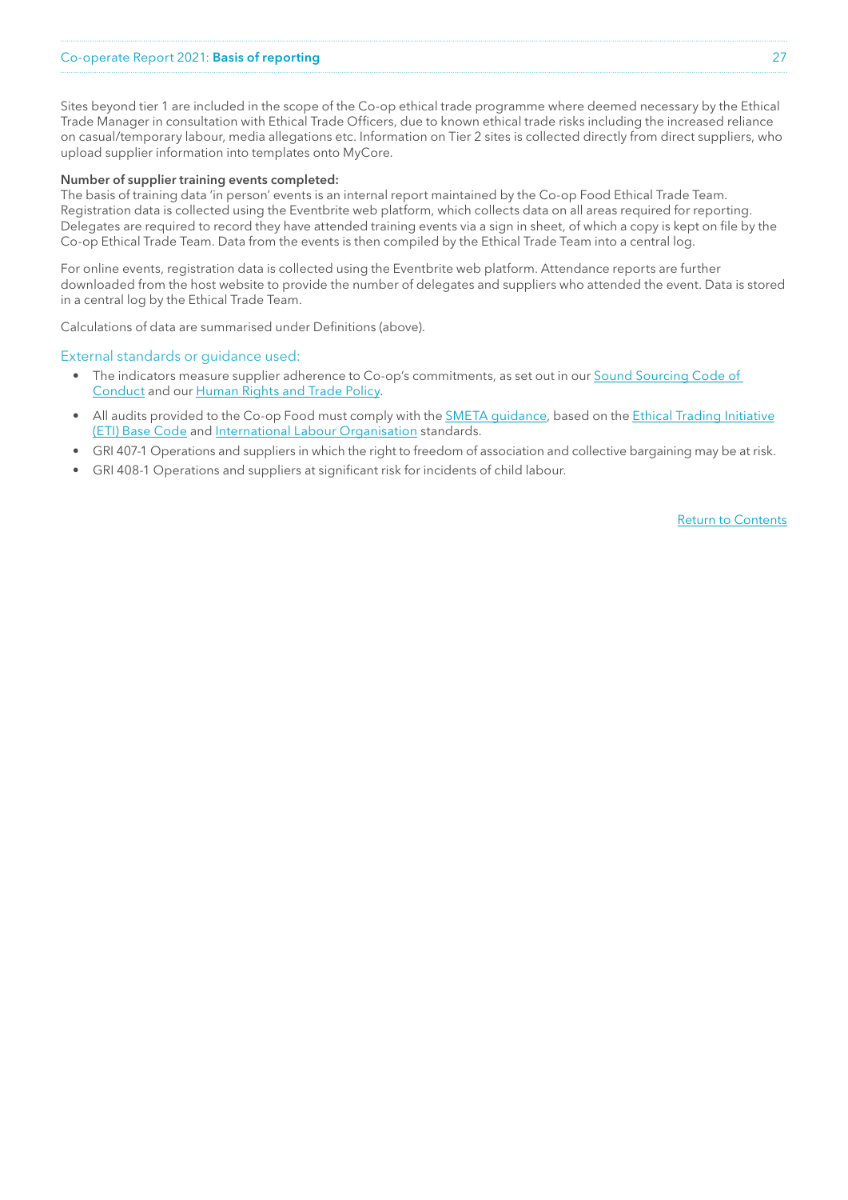Sites beyond tier 1 are included in the scope of the Co-op ethical trade programme where deemed necessary by the Ethical Trade Manager in consultation with Ethical Trade Officers, due to known ethical trade risks including the increased reliance on casual/temporary labour, media allegations etc. Information on Tier 2 sites is collected directly from direct suppliers, who upload supplier information into templates onto MyCore.

**Number of supplier training events completed:**
The basis of training data 'in person' events is an internal report maintained by the Co-op Food Ethical Trade Team. Registration data is collected using the Eventbrite web platform, which collects data on all areas required for reporting. Delegates are required to record they have attended training events via a sign in sheet, of which a copy is kept on file by the Co-op Ethical Trade Team. Data from the events is then compiled by the Ethical Trade Team into a central log.

For online events, registration data is collected using the Eventbrite web platform. Attendance reports are further downloaded from the host website to provide the number of delegates and suppliers who attended the event. Data is stored in a central log by the Ethical Trade Team.

Calculations of data are summarised under Definitions (above).

## External standards or guidance used:

- The indicators measure supplier adherence to Co-op's commitments, as set out in our Sound Sourcing Code of Conduct and our Human Rights and Trade Policy.
- All audits provided to the Co-op Food must comply with the SMETA guidance, based on the Ethical Trading Initiative (ETI) Base Code and International Labour Organisation standards.
- GRI 407-1 Operations and suppliers in which the right to freedom of association and collective bargaining may be at risk.
- GRI 408-1 Operations and suppliers at significant risk for incidents of child labour.

Return to Contents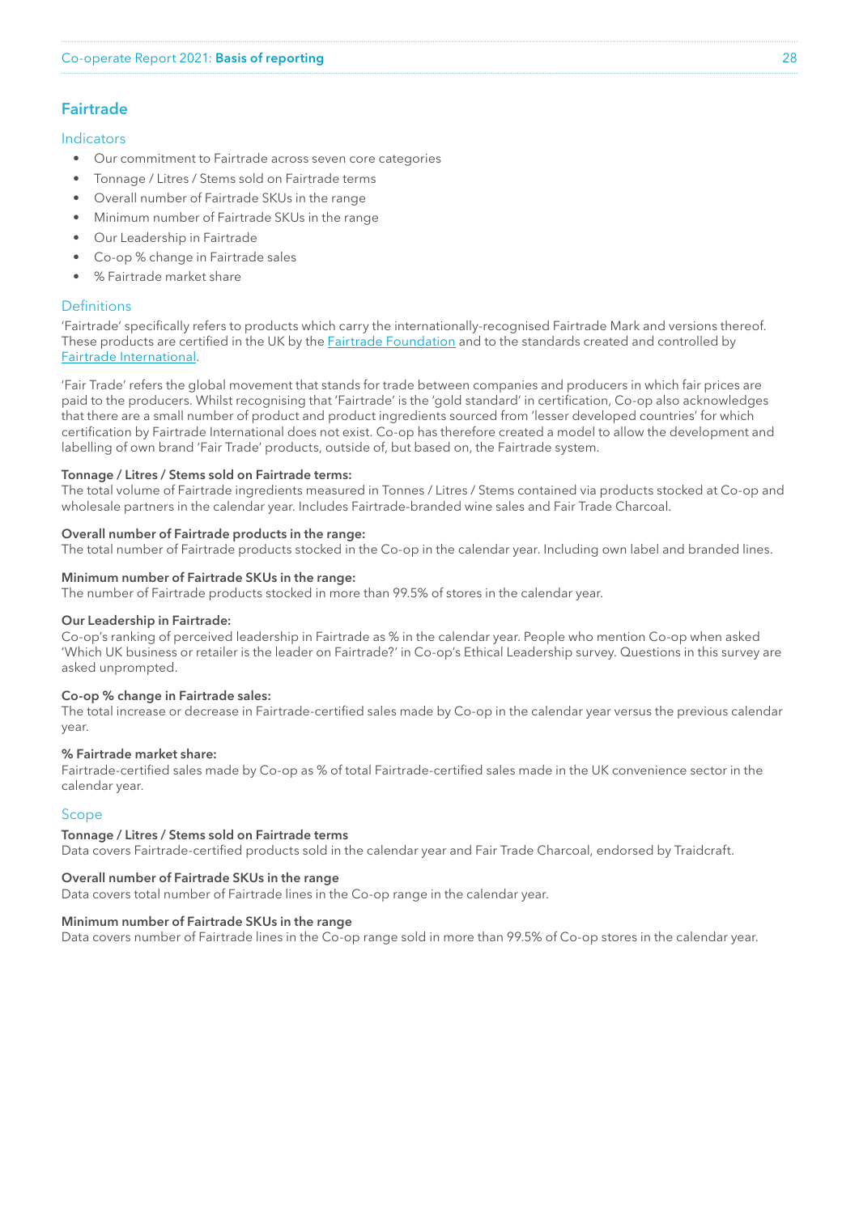## Fairtrade

### Indicators

- Our commitment to Fairtrade across seven core categories
- Tonnage / Litres / Stems sold on Fairtrade terms
- Overall number of Fairtrade SKUs in the range
- Minimum number of Fairtrade SKUs in the range
- Our Leadership in Fairtrade
- Co-op % change in Fairtrade sales
- % Fairtrade market share

### Definitions

'Fairtrade' specifically refers to products which carry the internationally-recognised Fairtrade Mark and versions thereof. These products are certified in the UK by the Fairtrade Foundation and to the standards created and controlled by Fairtrade International.

'Fair Trade' refers the global movement that stands for trade between companies and producers in which fair prices are paid to the producers. Whilst recognising that 'Fairtrade' is the 'gold standard' in certification, Co-op also acknowledges that there are a small number of product and product ingredients sourced from 'lesser developed countries' for which certification by Fairtrade International does not exist. Co-op has therefore created a model to allow the development and labelling of own brand 'Fair Trade' products, outside of, but based on, the Fairtrade system.

**Tonnage / Litres / Stems sold on Fairtrade terms:**
The total volume of Fairtrade ingredients measured in Tonnes / Litres / Stems contained via products stocked at Co-op and wholesale partners in the calendar year. Includes Fairtrade-branded wine sales and Fair Trade Charcoal.

**Overall number of Fairtrade products in the range:**
The total number of Fairtrade products stocked in the Co-op in the calendar year. Including own label and branded lines.

**Minimum number of Fairtrade SKUs in the range:**
The number of Fairtrade products stocked in more than 99.5% of stores in the calendar year.

**Our Leadership in Fairtrade:**
Co-op's ranking of perceived leadership in Fairtrade as % in the calendar year. People who mention Co-op when asked 'Which UK business or retailer is the leader on Fairtrade?' in Co-op's Ethical Leadership survey. Questions in this survey are asked unprompted.

**Co-op % change in Fairtrade sales:**
The total increase or decrease in Fairtrade-certified sales made by Co-op in the calendar year versus the previous calendar year.

**% Fairtrade market share:**
Fairtrade-certified sales made by Co-op as % of total Fairtrade-certified sales made in the UK convenience sector in the calendar year.

### Scope

**Tonnage / Litres / Stems sold on Fairtrade terms**
Data covers Fairtrade-certified products sold in the calendar year and Fair Trade Charcoal, endorsed by Traidcraft.

**Overall number of Fairtrade SKUs in the range**
Data covers total number of Fairtrade lines in the Co-op range in the calendar year.

**Minimum number of Fairtrade SKUs in the range**
Data covers number of Fairtrade lines in the Co-op range sold in more than 99.5% of Co-op stores in the calendar year.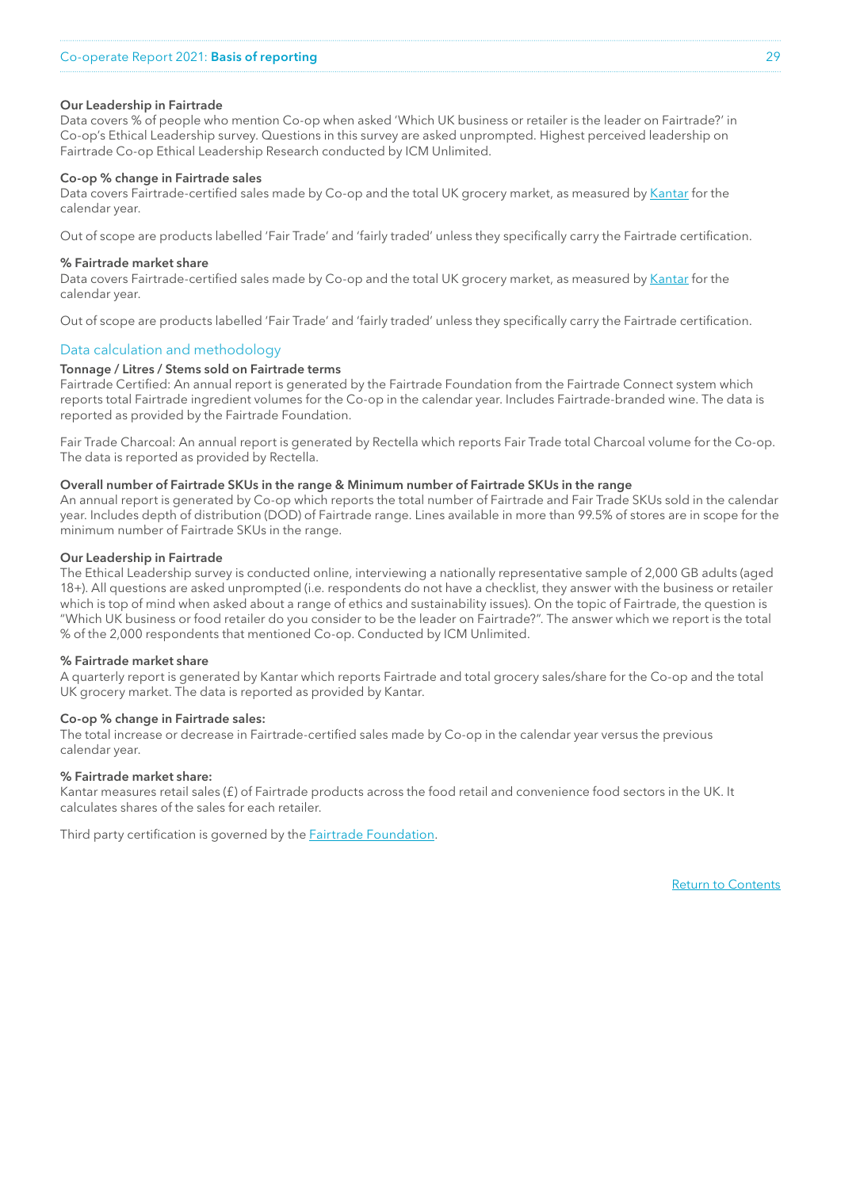### Our Leadership in Fairtrade

Data covers % of people who mention Co-op when asked 'Which UK business or retailer is the leader on Fairtrade?' in Co-op's Ethical Leadership survey. Questions in this survey are asked unprompted. Highest perceived leadership on Fairtrade Co-op Ethical Leadership Research conducted by ICM Unlimited.

### Co-op % change in Fairtrade sales

Data covers Fairtrade-certified sales made by Co-op and the total UK grocery market, as measured by Kantar for the calendar year.

Out of scope are products labelled 'Fair Trade' and 'fairly traded' unless they specifically carry the Fairtrade certification.

### % Fairtrade market share

Data covers Fairtrade-certified sales made by Co-op and the total UK grocery market, as measured by Kantar for the calendar year.

Out of scope are products labelled 'Fair Trade' and 'fairly traded' unless they specifically carry the Fairtrade certification.

## Data calculation and methodology

### Tonnage / Litres / Stems sold on Fairtrade terms

Fairtrade Certified: An annual report is generated by the Fairtrade Foundation from the Fairtrade Connect system which reports total Fairtrade ingredient volumes for the Co-op in the calendar year. Includes Fairtrade-branded wine. The data is reported as provided by the Fairtrade Foundation.

Fair Trade Charcoal: An annual report is generated by Rectella which reports Fair Trade total Charcoal volume for the Co-op. The data is reported as provided by Rectella.

### Overall number of Fairtrade SKUs in the range & Minimum number of Fairtrade SKUs in the range

An annual report is generated by Co-op which reports the total number of Fairtrade and Fair Trade SKUs sold in the calendar year. Includes depth of distribution (DOD) of Fairtrade range. Lines available in more than 99.5% of stores are in scope for the minimum number of Fairtrade SKUs in the range.

### Our Leadership in Fairtrade

The Ethical Leadership survey is conducted online, interviewing a nationally representative sample of 2,000 GB adults (aged 18+). All questions are asked unprompted (i.e. respondents do not have a checklist, they answer with the business or retailer which is top of mind when asked about a range of ethics and sustainability issues). On the topic of Fairtrade, the question is "Which UK business or food retailer do you consider to be the leader on Fairtrade?". The answer which we report is the total % of the 2,000 respondents that mentioned Co-op. Conducted by ICM Unlimited.

### % Fairtrade market share

A quarterly report is generated by Kantar which reports Fairtrade and total grocery sales/share for the Co-op and the total UK grocery market. The data is reported as provided by Kantar.

### Co-op % change in Fairtrade sales:

The total increase or decrease in Fairtrade-certified sales made by Co-op in the calendar year versus the previous calendar year.

### % Fairtrade market share:

Kantar measures retail sales (£) of Fairtrade products across the food retail and convenience food sectors in the UK. It calculates shares of the sales for each retailer.

Third party certification is governed by the Fairtrade Foundation.

Return to Contents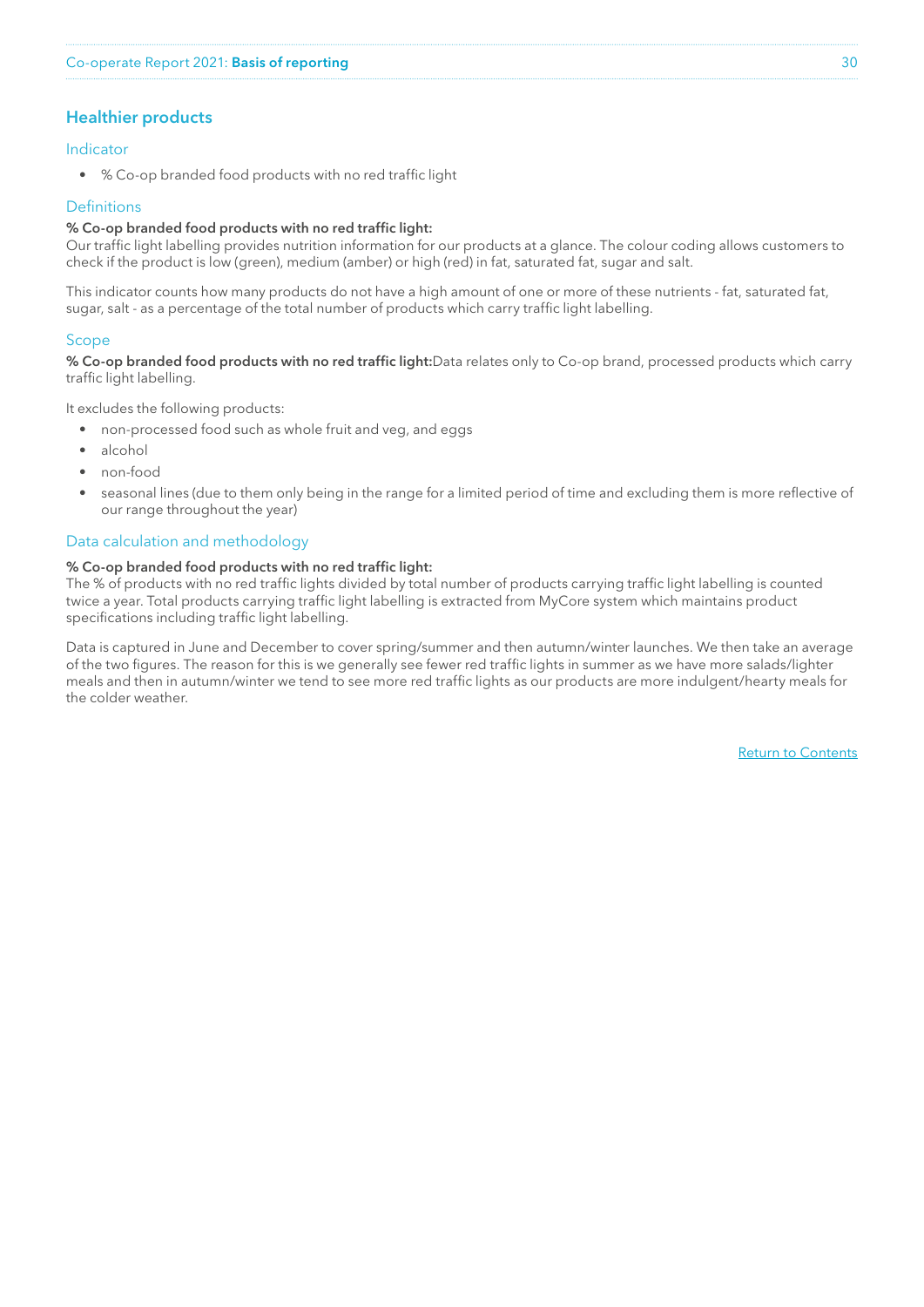## Healthier products

### Indicator

- % Co-op branded food products with no red traffic light

### Definitions

**% Co-op branded food products with no red traffic light:**
Our traffic light labelling provides nutrition information for our products at a glance. The colour coding allows customers to check if the product is low (green), medium (amber) or high (red) in fat, saturated fat, sugar and salt.

This indicator counts how many products do not have a high amount of one or more of these nutrients - fat, saturated fat, sugar, salt - as a percentage of the total number of products which carry traffic light labelling.

### Scope

**% Co-op branded food products with no red traffic light:**Data relates only to Co-op brand, processed products which carry traffic light labelling.

It excludes the following products:

- non-processed food such as whole fruit and veg, and eggs
- alcohol
- non-food
- seasonal lines (due to them only being in the range for a limited period of time and excluding them is more reflective of our range throughout the year)

### Data calculation and methodology

**% Co-op branded food products with no red traffic light:**
The % of products with no red traffic lights divided by total number of products carrying traffic light labelling is counted twice a year. Total products carrying traffic light labelling is extracted from MyCore system which maintains product specifications including traffic light labelling.

Data is captured in June and December to cover spring/summer and then autumn/winter launches. We then take an average of the two figures. The reason for this is we generally see fewer red traffic lights in summer as we have more salads/lighter meals and then in autumn/winter we tend to see more red traffic lights as our products are more indulgent/hearty meals for the colder weather.

Return to Contents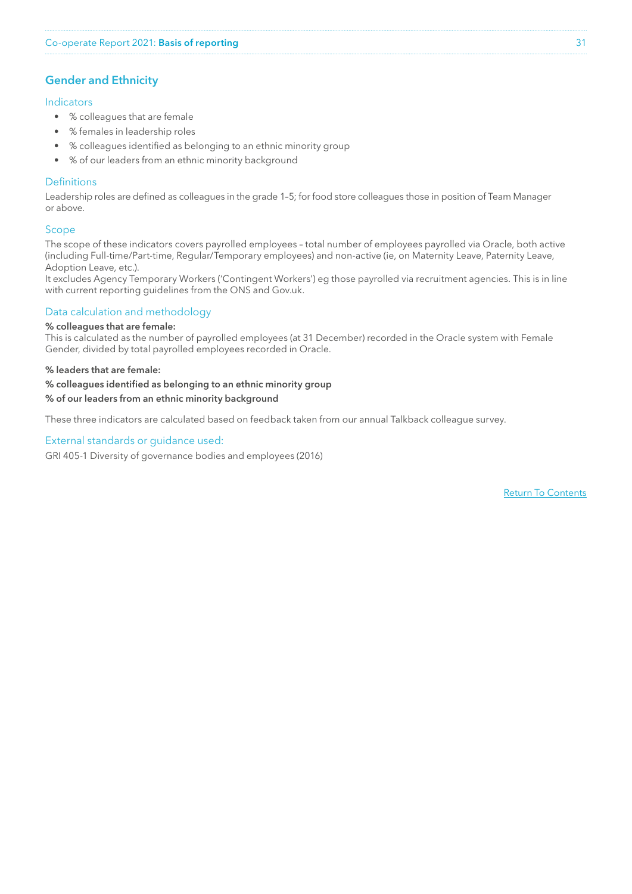## Gender and Ethnicity

### Indicators

- % colleagues that are female
- % females in leadership roles
- % colleagues identified as belonging to an ethnic minority group
- % of our leaders from an ethnic minority background

### Definitions

Leadership roles are defined as colleagues in the grade 1–5; for food store colleagues those in position of Team Manager or above.

### Scope

The scope of these indicators covers payrolled employees – total number of employees payrolled via Oracle, both active (including Full-time/Part-time, Regular/Temporary employees) and non-active (ie, on Maternity Leave, Paternity Leave, Adoption Leave, etc.).
It excludes Agency Temporary Workers ('Contingent Workers') eg those payrolled via recruitment agencies. This is in line with current reporting guidelines from the ONS and Gov.uk.

### Data calculation and methodology

**% colleagues that are female:**
This is calculated as the number of payrolled employees (at 31 December) recorded in the Oracle system with Female Gender, divided by total payrolled employees recorded in Oracle.

**% leaders that are female:**

**% colleagues identified as belonging to an ethnic minority group**

**% of our leaders from an ethnic minority background**

These three indicators are calculated based on feedback taken from our annual Talkback colleague survey.

### External standards or guidance used:

GRI 405-1 Diversity of governance bodies and employees (2016)

Return To Contents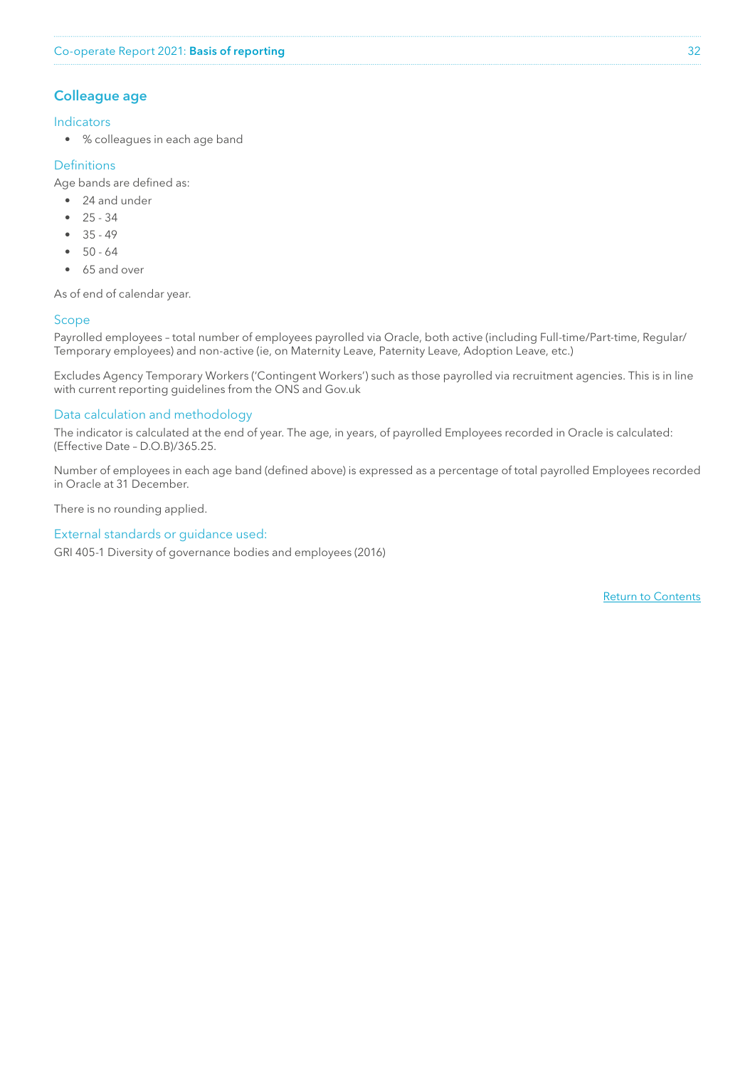## Colleague age

### Indicators

- % colleagues in each age band

### Definitions

Age bands are defined as:

- 24 and under
- 25 - 34
- 35 - 49
- 50 - 64
- 65 and over

As of end of calendar year.

### Scope

Payrolled employees – total number of employees payrolled via Oracle, both active (including Full-time/Part-time, Regular/Temporary employees) and non-active (ie, on Maternity Leave, Paternity Leave, Adoption Leave, etc.)

Excludes Agency Temporary Workers ('Contingent Workers') such as those payrolled via recruitment agencies. This is in line with current reporting guidelines from the ONS and Gov.uk

### Data calculation and methodology

The indicator is calculated at the end of year. The age, in years, of payrolled Employees recorded in Oracle is calculated: (Effective Date – D.O.B)/365.25.

Number of employees in each age band (defined above) is expressed as a percentage of total payrolled Employees recorded in Oracle at 31 December.

There is no rounding applied.

### External standards or guidance used:

GRI 405-1 Diversity of governance bodies and employees (2016)

Return to Contents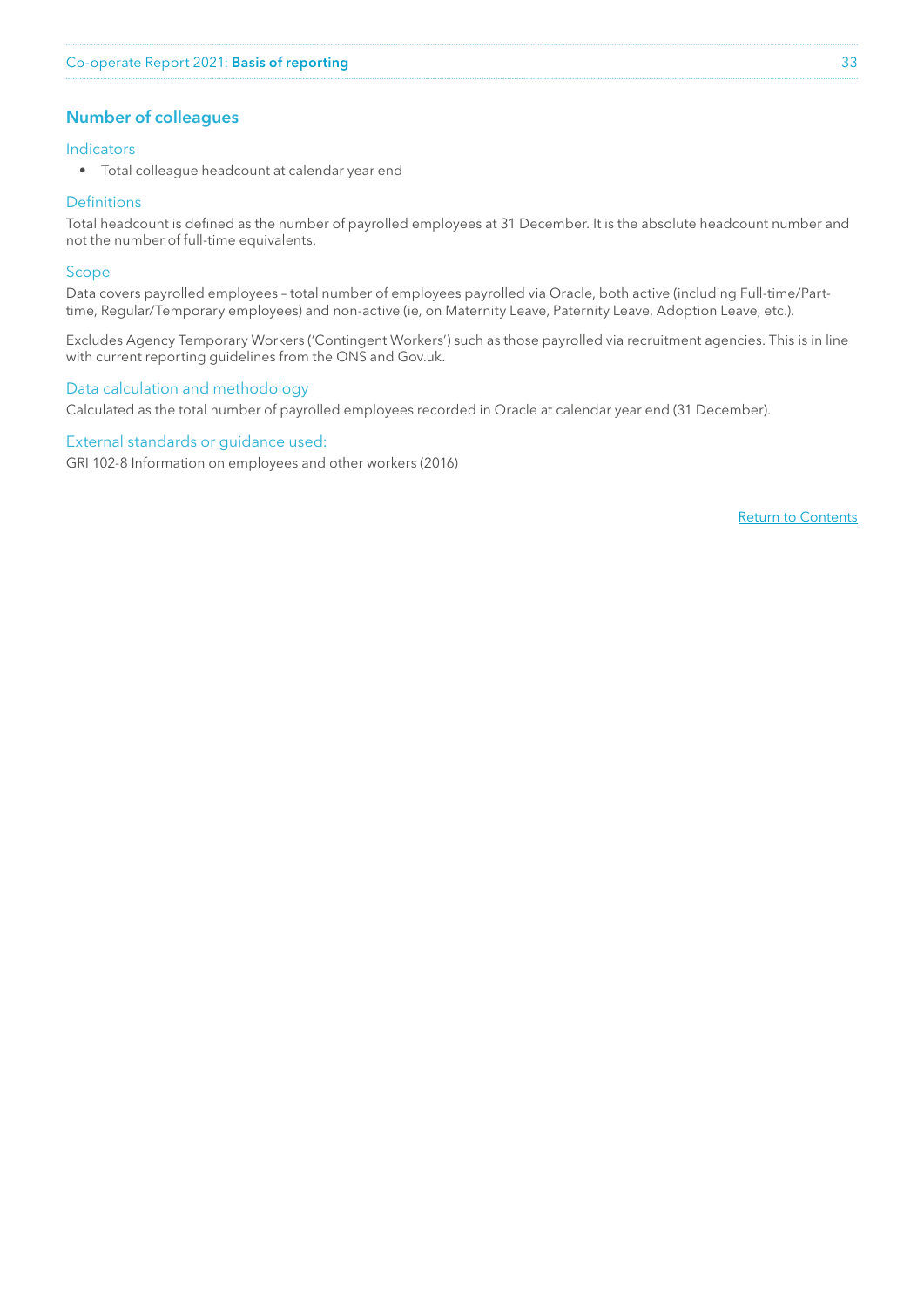## Number of colleagues

### Indicators

- Total colleague headcount at calendar year end

### Definitions

Total headcount is defined as the number of payrolled employees at 31 December. It is the absolute headcount number and not the number of full-time equivalents.

### Scope

Data covers payrolled employees – total number of employees payrolled via Oracle, both active (including Full-time/Part-time, Regular/Temporary employees) and non-active (ie, on Maternity Leave, Paternity Leave, Adoption Leave, etc.).

Excludes Agency Temporary Workers ('Contingent Workers') such as those payrolled via recruitment agencies. This is in line with current reporting guidelines from the ONS and Gov.uk.

### Data calculation and methodology

Calculated as the total number of payrolled employees recorded in Oracle at calendar year end (31 December).

### External standards or guidance used:

GRI 102-8 Information on employees and other workers (2016)

Return to Contents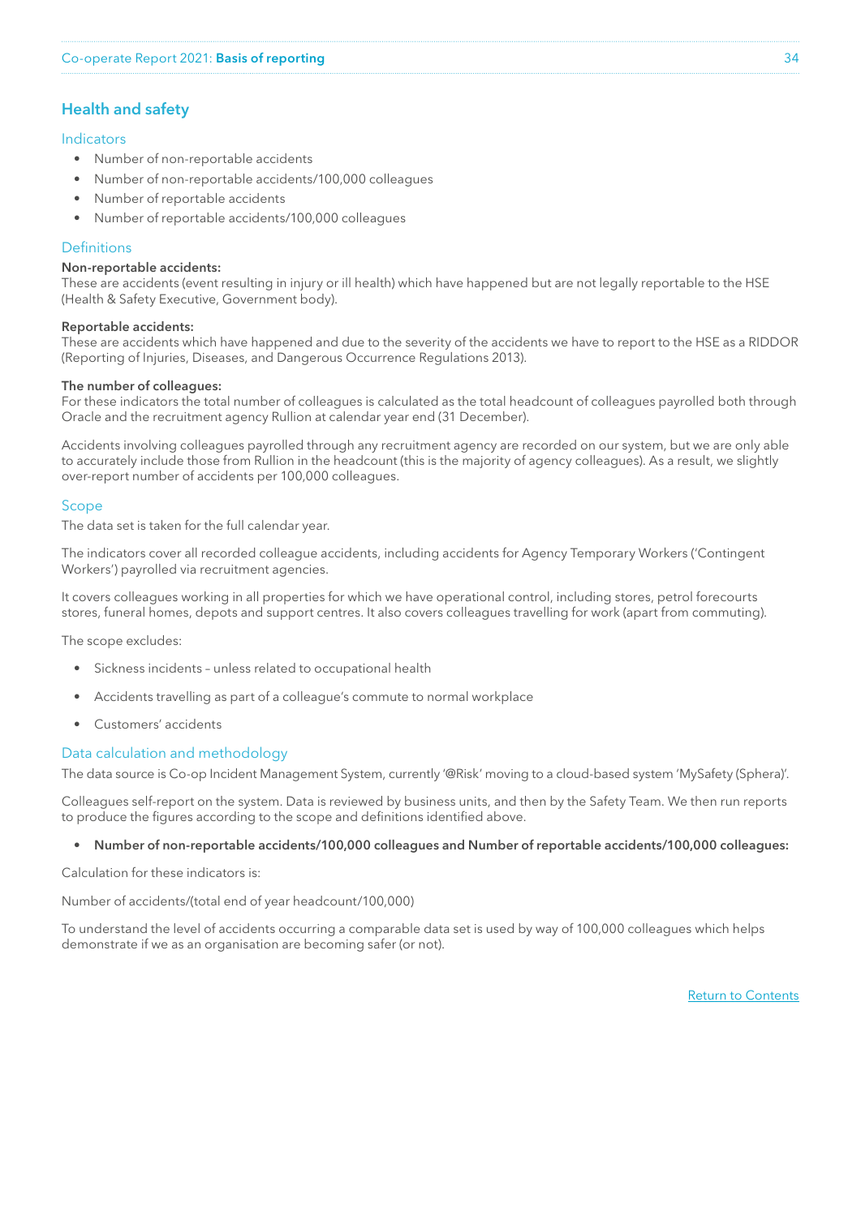## Health and safety

### Indicators

- Number of non-reportable accidents
- Number of non-reportable accidents/100,000 colleagues
- Number of reportable accidents
- Number of reportable accidents/100,000 colleagues

### Definitions

**Non-reportable accidents:**
These are accidents (event resulting in injury or ill health) which have happened but are not legally reportable to the HSE (Health & Safety Executive, Government body).

**Reportable accidents:**
These are accidents which have happened and due to the severity of the accidents we have to report to the HSE as a RIDDOR (Reporting of Injuries, Diseases, and Dangerous Occurrence Regulations 2013).

**The number of colleagues:**
For these indicators the total number of colleagues is calculated as the total headcount of colleagues payrolled both through Oracle and the recruitment agency Rullion at calendar year end (31 December).

Accidents involving colleagues payrolled through any recruitment agency are recorded on our system, but we are only able to accurately include those from Rullion in the headcount (this is the majority of agency colleagues). As a result, we slightly over-report number of accidents per 100,000 colleagues.

### Scope

The data set is taken for the full calendar year.

The indicators cover all recorded colleague accidents, including accidents for Agency Temporary Workers ('Contingent Workers') payrolled via recruitment agencies.

It covers colleagues working in all properties for which we have operational control, including stores, petrol forecourts stores, funeral homes, depots and support centres. It also covers colleagues travelling for work (apart from commuting).

The scope excludes:

- Sickness incidents – unless related to occupational health
- Accidents travelling as part of a colleague's commute to normal workplace
- Customers' accidents

### Data calculation and methodology

The data source is Co-op Incident Management System, currently '@Risk' moving to a cloud-based system 'MySafety (Sphera)'.

Colleagues self-report on the system. Data is reviewed by business units, and then by the Safety Team. We then run reports to produce the figures according to the scope and definitions identified above.

- **Number of non-reportable accidents/100,000 colleagues and Number of reportable accidents/100,000 colleagues:**

Calculation for these indicators is:

Number of accidents/(total end of year headcount/100,000)

To understand the level of accidents occurring a comparable data set is used by way of 100,000 colleagues which helps demonstrate if we as an organisation are becoming safer (or not).

Return to Contents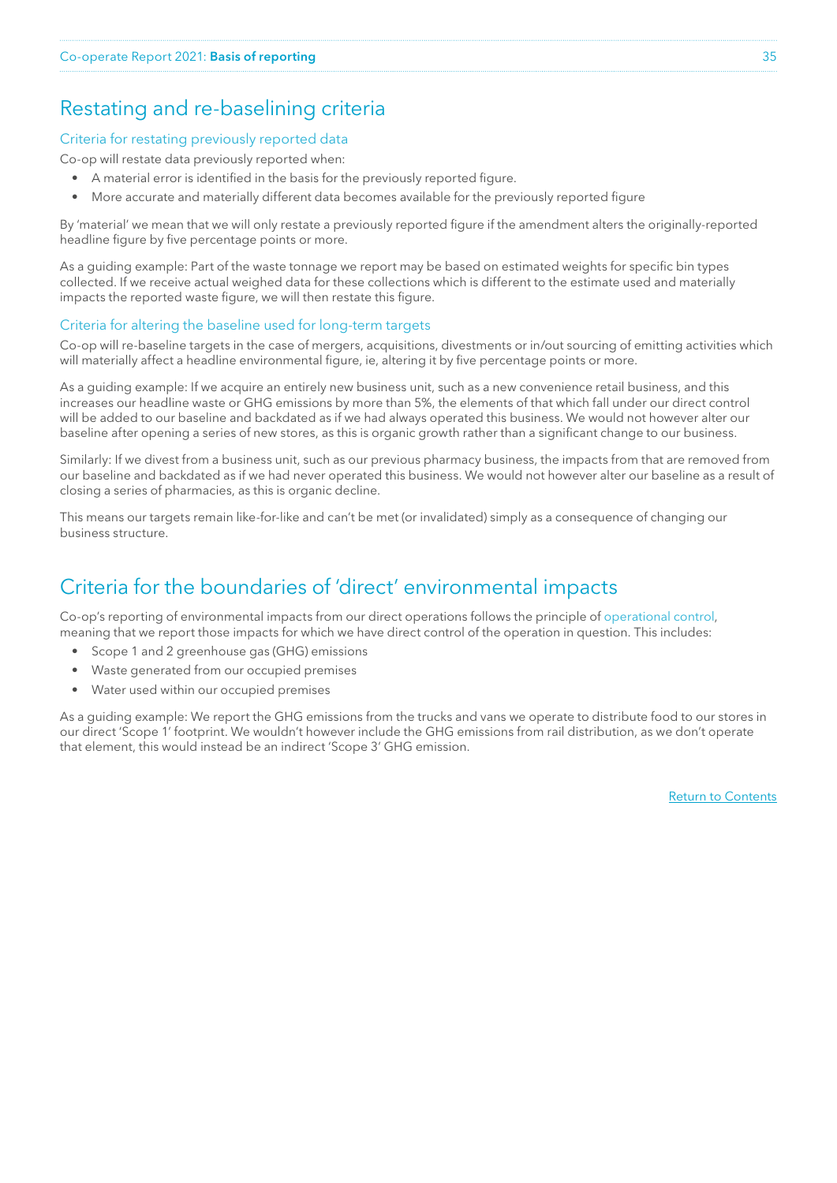# Restating and re-baselining criteria

## Criteria for restating previously reported data

Co-op will restate data previously reported when:

- A material error is identified in the basis for the previously reported figure.
- More accurate and materially different data becomes available for the previously reported figure

By 'material' we mean that we will only restate a previously reported figure if the amendment alters the originally-reported headline figure by five percentage points or more.

As a guiding example: Part of the waste tonnage we report may be based on estimated weights for specific bin types collected. If we receive actual weighed data for these collections which is different to the estimate used and materially impacts the reported waste figure, we will then restate this figure.

## Criteria for altering the baseline used for long-term targets

Co-op will re-baseline targets in the case of mergers, acquisitions, divestments or in/out sourcing of emitting activities which will materially affect a headline environmental figure, ie, altering it by five percentage points or more.

As a guiding example: If we acquire an entirely new business unit, such as a new convenience retail business, and this increases our headline waste or GHG emissions by more than 5%, the elements of that which fall under our direct control will be added to our baseline and backdated as if we had always operated this business. We would not however alter our baseline after opening a series of new stores, as this is organic growth rather than a significant change to our business.

Similarly: If we divest from a business unit, such as our previous pharmacy business, the impacts from that are removed from our baseline and backdated as if we had never operated this business. We would not however alter our baseline as a result of closing a series of pharmacies, as this is organic decline.

This means our targets remain like-for-like and can't be met (or invalidated) simply as a consequence of changing our business structure.

# Criteria for the boundaries of 'direct' environmental impacts

Co-op's reporting of environmental impacts from our direct operations follows the principle of operational control, meaning that we report those impacts for which we have direct control of the operation in question. This includes:

- Scope 1 and 2 greenhouse gas (GHG) emissions
- Waste generated from our occupied premises
- Water used within our occupied premises

As a guiding example: We report the GHG emissions from the trucks and vans we operate to distribute food to our stores in our direct 'Scope 1' footprint. We wouldn't however include the GHG emissions from rail distribution, as we don't operate that element, this would instead be an indirect 'Scope 3' GHG emission.

Return to Contents